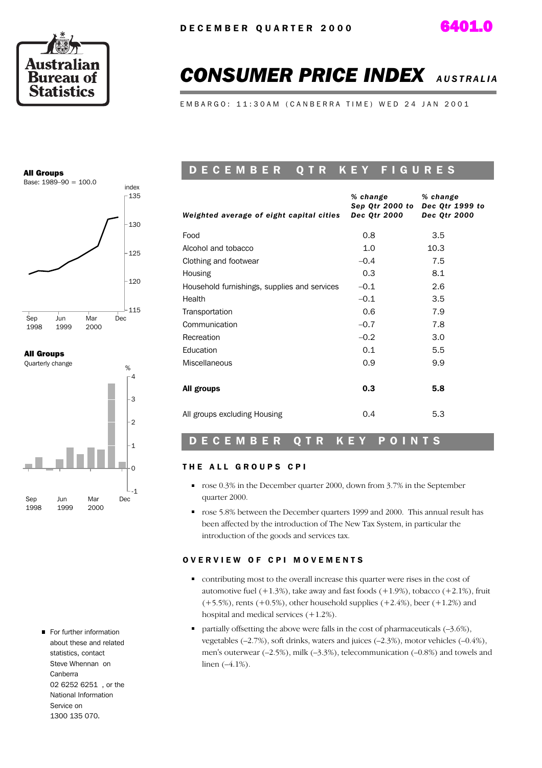DECEMBER QUARTER 2000

6401.0

# CONSUMER PRICE INDEX AUSTRALIA

EMBARGO: 11:30AM (CANBERRA TIME) WED 24 JAN 2001

**All Groups**
Base: 1989–90 = 100.0

**All Groups**
Quarterly change

## DECEMBER QTR KEY FIGURES

| *Weighted average of eight capital cities* | *% change Sep Qtr 2000 to Dec Qtr 2000* | *% change Dec Qtr 1999 to Dec Qtr 2000* |
|---|---|---|
| Food | 0.8 | 3.5 |
| Alcohol and tobacco | 1.0 | 10.3 |
| Clothing and footwear | –0.4 | 7.5 |
| Housing | 0.3 | 8.1 |
| Household furnishings, supplies and services | –0.1 | 2.6 |
| Health | –0.1 | 3.5 |
| Transportation | 0.6 | 7.9 |
| Communication | –0.7 | 7.8 |
| Recreation | –0.2 | 3.0 |
| Education | 0.1 | 5.5 |
| Miscellaneous | 0.9 | 9.9 |
| **All groups** | **0.3** | **5.8** |
| All groups excluding Housing | 0.4 | 5.3 |

## DECEMBER QTR KEY POINTS

### THE ALL GROUPS CPI

- rose 0.3% in the December quarter 2000, down from 3.7% in the September quarter 2000.
- rose 5.8% between the December quarters 1999 and 2000. This annual result has been affected by the introduction of The New Tax System, in particular the introduction of the goods and services tax.

### OVERVIEW OF CPI MOVEMENTS

- contributing most to the overall increase this quarter were rises in the cost of automotive fuel (+1.3%), take away and fast foods (+1.9%), tobacco (+2.1%), fruit (+5.5%), rents (+0.5%), other household supplies (+2.4%), beer (+1.2%) and hospital and medical services (+1.2%).
- partially offsetting the above were falls in the cost of pharmaceuticals (–3.6%), vegetables (–2.7%), soft drinks, waters and juices (–2.3%), motor vehicles (–0.4%), men's outerwear (–2.5%), milk (–3.3%), telecommunication (–0.8%) and towels and linen (–4.1%).

- For further information about these and related statistics, contact Steve Whennan on Canberra 02 6252 6251, or the National Information Service on 1300 135 070.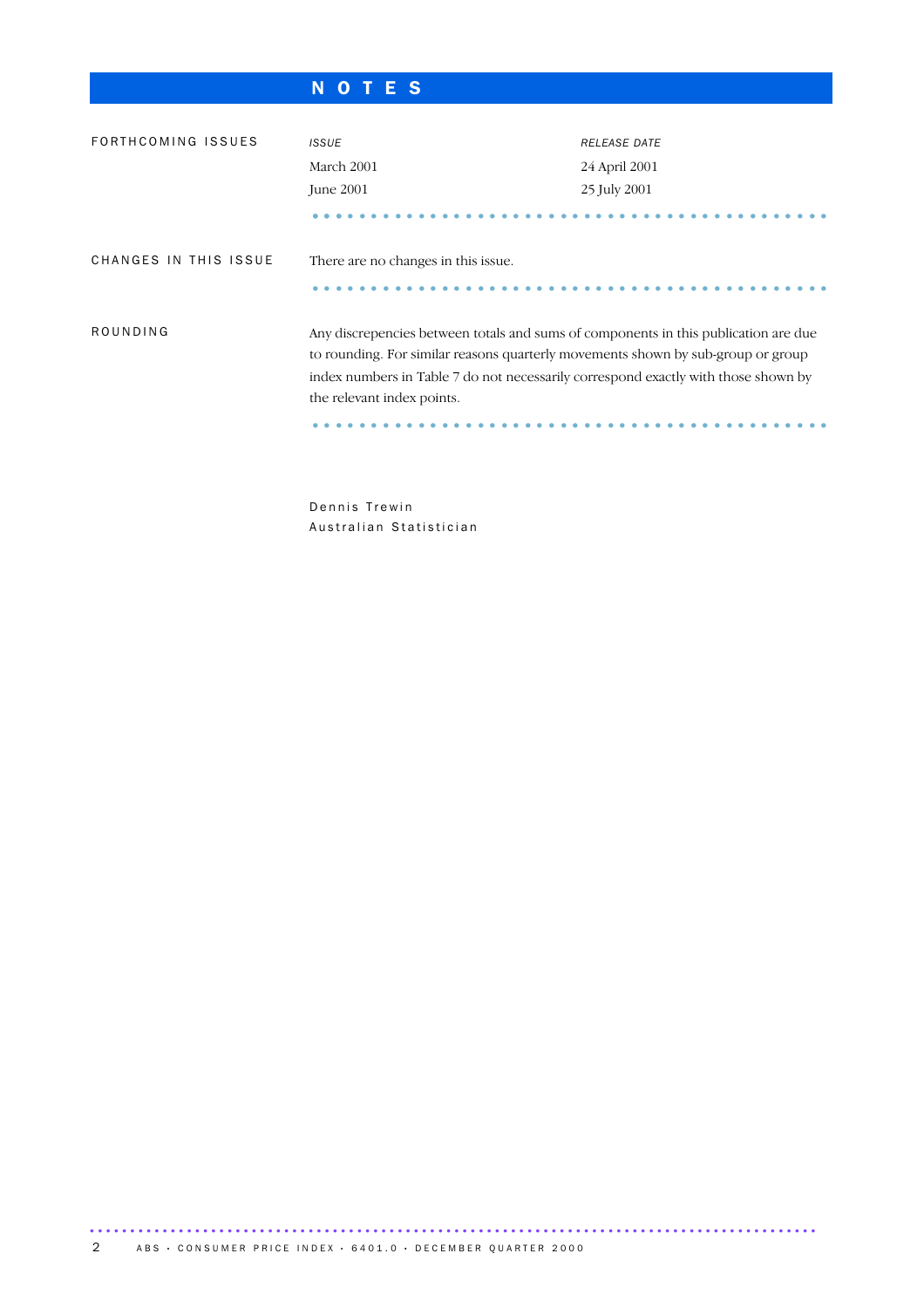# NOTES

## FORTHCOMING ISSUES

| *ISSUE* | *RELEASE DATE* |
| --- | --- |
| March 2001 | 24 April 2001 |
| June 2001 | 25 July 2001 |

## CHANGES IN THIS ISSUE

There are no changes in this issue.

## ROUNDING

Any discrepencies between totals and sums of components in this publication are due to rounding. For similar reasons quarterly movements shown by sub-group or group index numbers in Table 7 do not necessarily correspond exactly with those shown by the relevant index points.

Dennis Trewin
Australian Statistician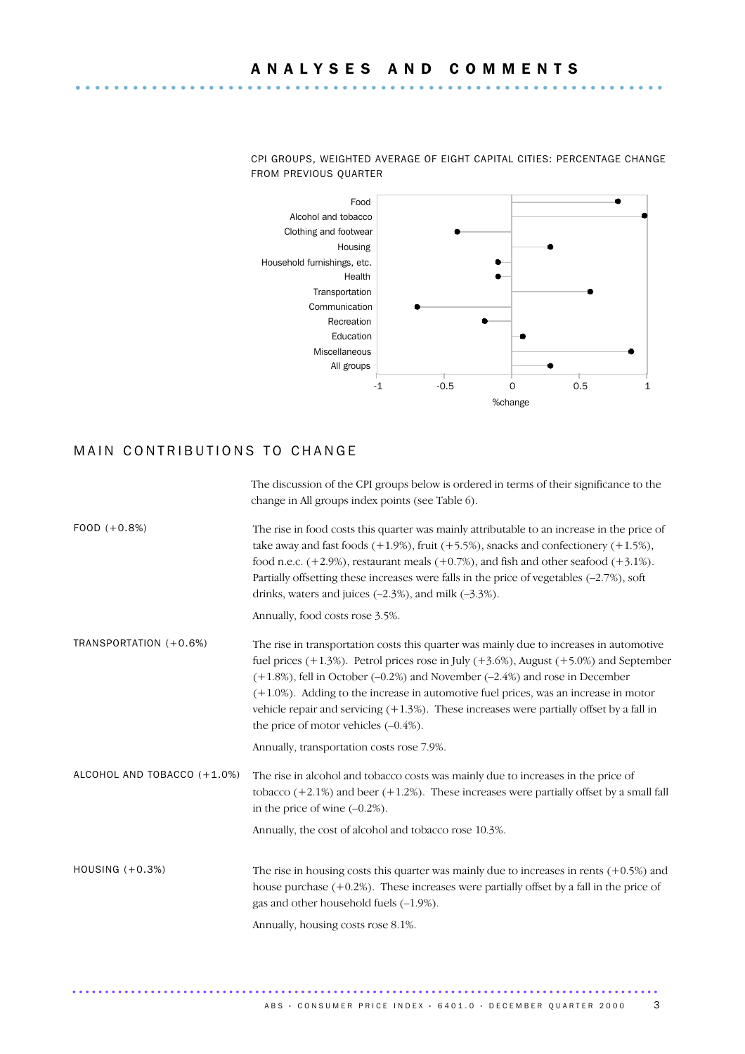# ANALYSES AND COMMENTS

CPI GROUPS, WEIGHTED AVERAGE OF EIGHT CAPITAL CITIES: PERCENTAGE CHANGE FROM PREVIOUS QUARTER

## MAIN CONTRIBUTIONS TO CHANGE

The discussion of the CPI groups below is ordered in terms of their significance to the change in All groups index points (see Table 6).

**FOOD (+0.8%)**

The rise in food costs this quarter was mainly attributable to an increase in the price of take away and fast foods (+1.9%), fruit (+5.5%), snacks and confectionery (+1.5%), food n.e.c. (+2.9%), restaurant meals (+0.7%), and fish and other seafood (+3.1%). Partially offsetting these increases were falls in the price of vegetables (–2.7%), soft drinks, waters and juices (–2.3%), and milk (–3.3%).

Annually, food costs rose 3.5%.

**TRANSPORTATION (+0.6%)**

The rise in transportation costs this quarter was mainly due to increases in automotive fuel prices (+1.3%). Petrol prices rose in July (+3.6%), August (+5.0%) and September (+1.8%), fell in October (–0.2%) and November (–2.4%) and rose in December (+1.0%). Adding to the increase in automotive fuel prices, was an increase in motor vehicle repair and servicing (+1.3%). These increases were partially offset by a fall in the price of motor vehicles (–0.4%).

Annually, transportation costs rose 7.9%.

**ALCOHOL AND TOBACCO (+1.0%)**

The rise in alcohol and tobacco costs was mainly due to increases in the price of tobacco (+2.1%) and beer (+1.2%). These increases were partially offset by a small fall in the price of wine (–0.2%).

Annually, the cost of alcohol and tobacco rose 10.3%.

**HOUSING (+0.3%)**

The rise in housing costs this quarter was mainly due to increases in rents (+0.5%) and house purchase (+0.2%). These increases were partially offset by a fall in the price of gas and other household fuels (–1.9%).

Annually, housing costs rose 8.1%.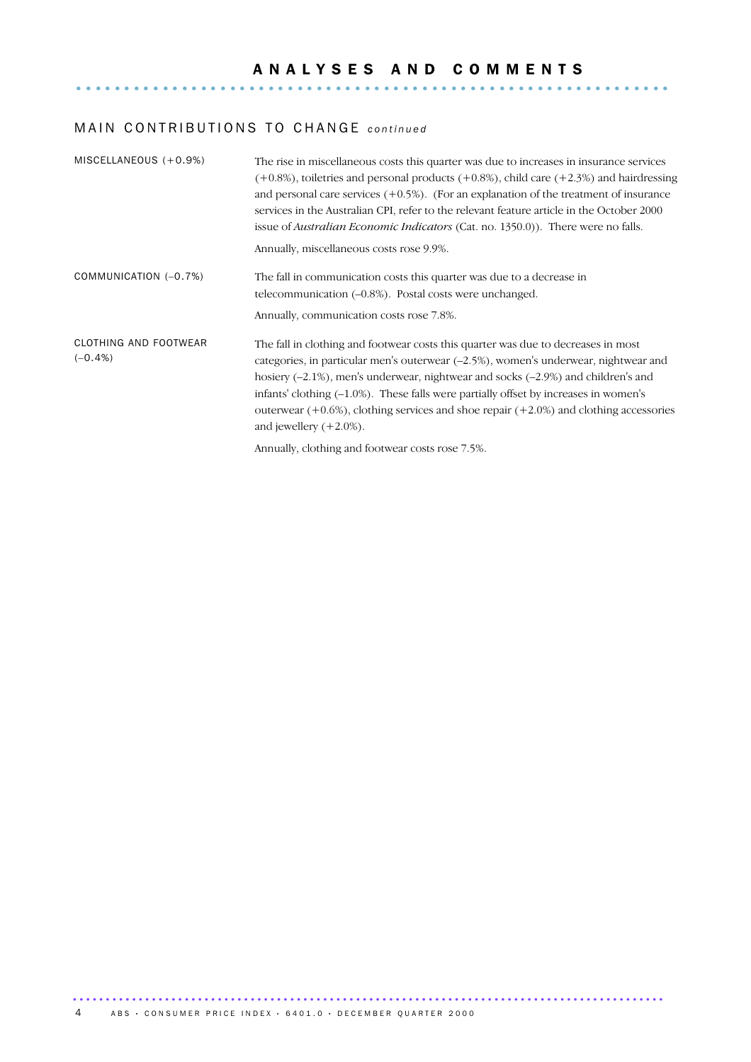# ANALYSES AND COMMENTS

## MAIN CONTRIBUTIONS TO CHANGE *continued*

**MISCELLANEOUS (+0.9%)**

The rise in miscellaneous costs this quarter was due to increases in insurance services (+0.8%), toiletries and personal products (+0.8%), child care (+2.3%) and hairdressing and personal care services (+0.5%). (For an explanation of the treatment of insurance services in the Australian CPI, refer to the relevant feature article in the October 2000 issue of *Australian Economic Indicators* (Cat. no. 1350.0)). There were no falls.

Annually, miscellaneous costs rose 9.9%.

**COMMUNICATION (–0.7%)**

The fall in communication costs this quarter was due to a decrease in telecommunication (–0.8%). Postal costs were unchanged.

Annually, communication costs rose 7.8%.

**CLOTHING AND FOOTWEAR (–0.4%)**

The fall in clothing and footwear costs this quarter was due to decreases in most categories, in particular men's outerwear (–2.5%), women's underwear, nightwear and hosiery (–2.1%), men's underwear, nightwear and socks (–2.9%) and children's and infants' clothing (–1.0%). These falls were partially offset by increases in women's outerwear (+0.6%), clothing services and shoe repair (+2.0%) and clothing accessories and jewellery (+2.0%).

Annually, clothing and footwear costs rose 7.5%.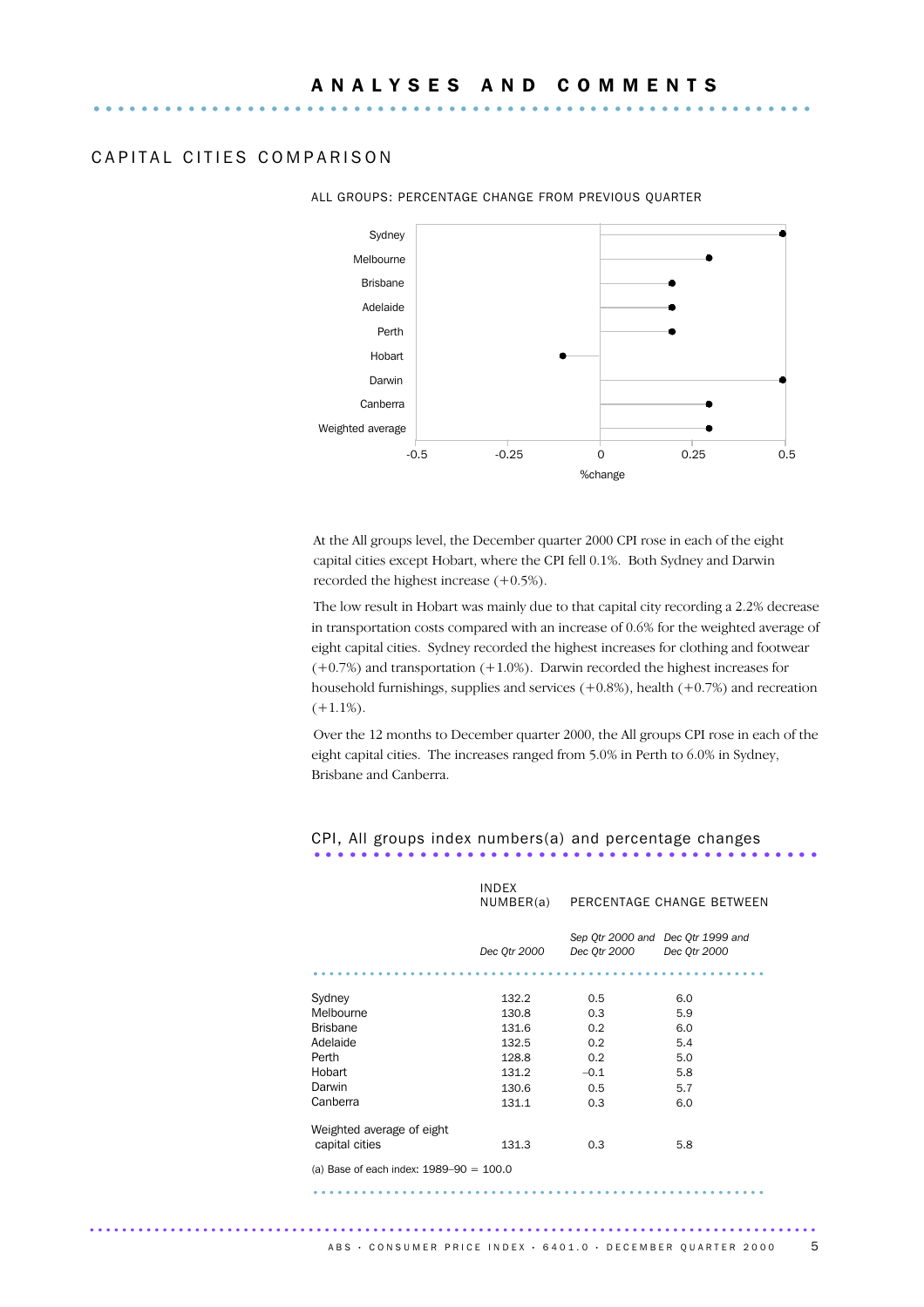# ANALYSES AND COMMENTS

## CAPITAL CITIES COMPARISON

ALL GROUPS: PERCENTAGE CHANGE FROM PREVIOUS QUARTER

| City | %change |
|---|---|
| Sydney | 0.5 |
| Melbourne | 0.3 |
| Brisbane | 0.2 |
| Adelaide | 0.2 |
| Perth | 0.2 |
| Hobart | -0.1 |
| Darwin | 0.5 |
| Canberra | 0.3 |
| Weighted average | 0.3 |

At the All groups level, the December quarter 2000 CPI rose in each of the eight capital cities except Hobart, where the CPI fell 0.1%. Both Sydney and Darwin recorded the highest increase (+0.5%).

The low result in Hobart was mainly due to that capital city recording a 2.2% decrease in transportation costs compared with an increase of 0.6% for the weighted average of eight capital cities. Sydney recorded the highest increases for clothing and footwear (+0.7%) and transportation (+1.0%). Darwin recorded the highest increases for household furnishings, supplies and services (+0.8%), health (+0.7%) and recreation (+1.1%).

Over the 12 months to December quarter 2000, the All groups CPI rose in each of the eight capital cities. The increases ranged from 5.0% in Perth to 6.0% in Sydney, Brisbane and Canberra.

### CPI, All groups index numbers(a) and percentage changes

| | INDEX NUMBER(a) | PERCENTAGE CHANGE BETWEEN | |
|---|---|---|---|
| | *Dec Qtr 2000* | *Sep Qtr 2000 and Dec Qtr 2000* | *Dec Qtr 1999 and Dec Qtr 2000* |
| Sydney | 132.2 | 0.5 | 6.0 |
| Melbourne | 130.8 | 0.3 | 5.9 |
| Brisbane | 131.6 | 0.2 | 6.0 |
| Adelaide | 132.5 | 0.2 | 5.4 |
| Perth | 128.8 | 0.2 | 5.0 |
| Hobart | 131.2 | –0.1 | 5.8 |
| Darwin | 130.6 | 0.5 | 5.7 |
| Canberra | 131.1 | 0.3 | 6.0 |
| Weighted average of eight capital cities | 131.3 | 0.3 | 5.8 |

(a) Base of each index: 1989–90 = 100.0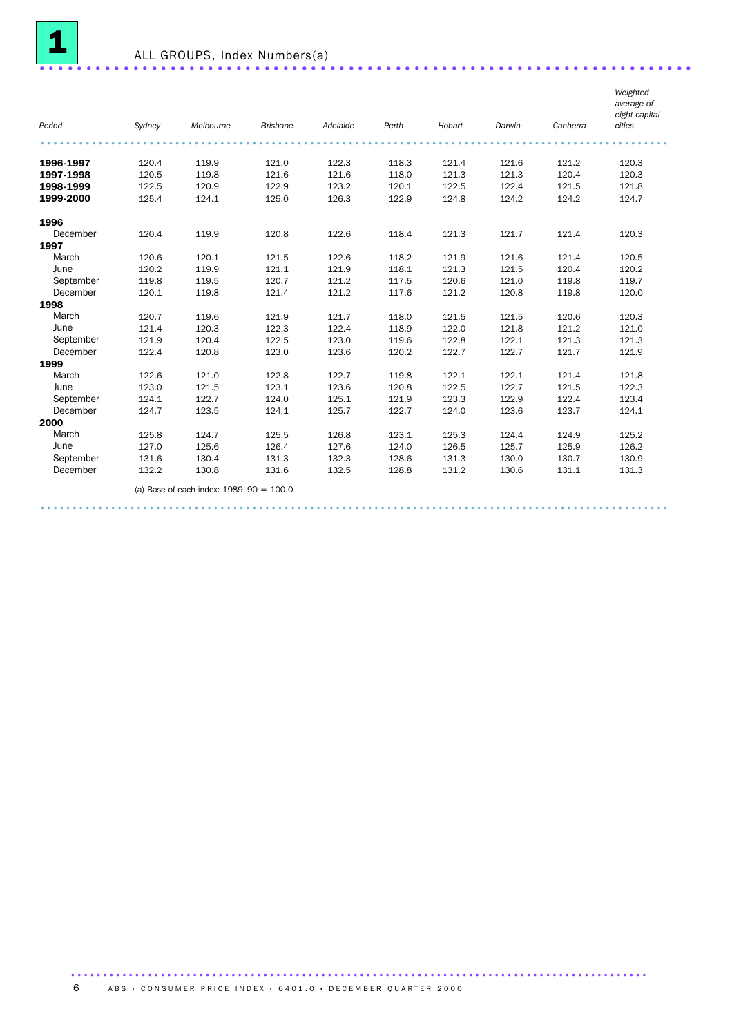# 1 ALL GROUPS, Index Numbers(a)

| Period | Sydney | Melbourne | Brisbane | Adelaide | Perth | Hobart | Darwin | Canberra | Weighted average of eight capital cities |
|---|---|---|---|---|---|---|---|---|---|
| **1996-1997** | 120.4 | 119.9 | 121.0 | 122.3 | 118.3 | 121.4 | 121.6 | 121.2 | 120.3 |
| **1997-1998** | 120.5 | 119.8 | 121.6 | 121.6 | 118.0 | 121.3 | 121.3 | 120.4 | 120.3 |
| **1998-1999** | 122.5 | 120.9 | 122.9 | 123.2 | 120.1 | 122.5 | 122.4 | 121.5 | 121.8 |
| **1999-2000** | 125.4 | 124.1 | 125.0 | 126.3 | 122.9 | 124.8 | 124.2 | 124.2 | 124.7 |
| **1996** | | | | | | | | | |
| December | 120.4 | 119.9 | 120.8 | 122.6 | 118.4 | 121.3 | 121.7 | 121.4 | 120.3 |
| **1997** | | | | | | | | | |
| March | 120.6 | 120.1 | 121.5 | 122.6 | 118.2 | 121.9 | 121.6 | 121.4 | 120.5 |
| June | 120.2 | 119.9 | 121.1 | 121.9 | 118.1 | 121.3 | 121.5 | 120.4 | 120.2 |
| September | 119.8 | 119.5 | 120.7 | 121.2 | 117.5 | 120.6 | 121.0 | 119.8 | 119.7 |
| December | 120.1 | 119.8 | 121.4 | 121.2 | 117.6 | 121.2 | 120.8 | 119.8 | 120.0 |
| **1998** | | | | | | | | | |
| March | 120.7 | 119.6 | 121.9 | 121.7 | 118.0 | 121.5 | 121.5 | 120.6 | 120.3 |
| June | 121.4 | 120.3 | 122.3 | 122.4 | 118.9 | 122.0 | 121.8 | 121.2 | 121.0 |
| September | 121.9 | 120.4 | 122.5 | 123.0 | 119.6 | 122.8 | 122.1 | 121.3 | 121.3 |
| December | 122.4 | 120.8 | 123.0 | 123.6 | 120.2 | 122.7 | 122.7 | 121.7 | 121.9 |
| **1999** | | | | | | | | | |
| March | 122.6 | 121.0 | 122.8 | 122.7 | 119.8 | 122.1 | 122.1 | 121.4 | 121.8 |
| June | 123.0 | 121.5 | 123.1 | 123.6 | 120.8 | 122.5 | 122.7 | 121.5 | 122.3 |
| September | 124.1 | 122.7 | 124.0 | 125.1 | 121.9 | 123.3 | 122.9 | 122.4 | 123.4 |
| December | 124.7 | 123.5 | 124.1 | 125.7 | 122.7 | 124.0 | 123.6 | 123.7 | 124.1 |
| **2000** | | | | | | | | | |
| March | 125.8 | 124.7 | 125.5 | 126.8 | 123.1 | 125.3 | 124.4 | 124.9 | 125.2 |
| June | 127.0 | 125.6 | 126.4 | 127.6 | 124.0 | 126.5 | 125.7 | 125.9 | 126.2 |
| September | 131.6 | 130.4 | 131.3 | 132.3 | 128.6 | 131.3 | 130.0 | 130.7 | 130.9 |
| December | 132.2 | 130.8 | 131.6 | 132.5 | 128.8 | 131.2 | 130.6 | 131.1 | 131.3 |

(a) Base of each index: 1989–90 = 100.0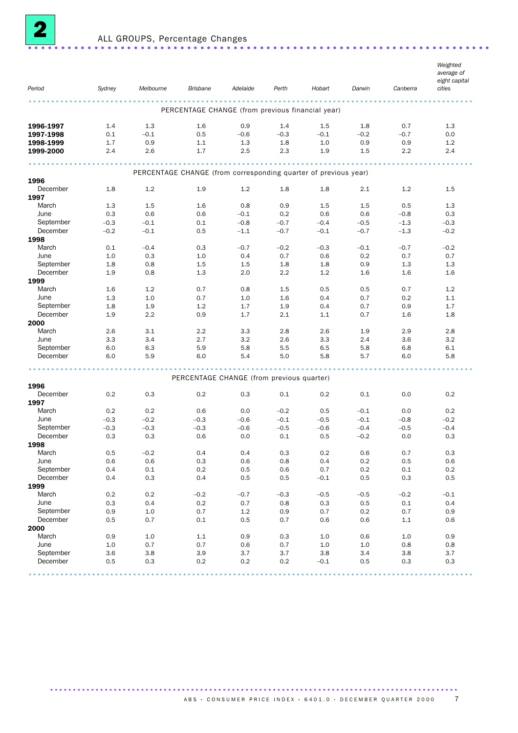## 2 ALL GROUPS, Percentage Changes

| Period | Sydney | Melbourne | Brisbane | Adelaide | Perth | Hobart | Darwin | Canberra | Weighted average of eight capital cities |
|---|---|---|---|---|---|---|---|---|---|
| PERCENTAGE CHANGE (from previous financial year) | | | | | | | | | |
| **1996-1997** | 1.4 | 1.3 | 1.6 | 0.9 | 1.4 | 1.5 | 1.8 | 0.7 | 1.3 |
| **1997-1998** | 0.1 | –0.1 | 0.5 | –0.6 | –0.3 | –0.1 | –0.2 | –0.7 | 0.0 |
| **1998-1999** | 1.7 | 0.9 | 1.1 | 1.3 | 1.8 | 1.0 | 0.9 | 0.9 | 1.2 |
| **1999-2000** | 2.4 | 2.6 | 1.7 | 2.5 | 2.3 | 1.9 | 1.5 | 2.2 | 2.4 |
| PERCENTAGE CHANGE (from corresponding quarter of previous year) | | | | | | | | | |
| **1996** | | | | | | | | | |
| December | 1.8 | 1.2 | 1.9 | 1.2 | 1.8 | 1.8 | 2.1 | 1.2 | 1.5 |
| **1997** | | | | | | | | | |
| March | 1.3 | 1.5 | 1.6 | 0.8 | 0.9 | 1.5 | 1.5 | 0.5 | 1.3 |
| June | 0.3 | 0.6 | 0.6 | –0.1 | 0.2 | 0.6 | 0.6 | –0.8 | 0.3 |
| September | –0.3 | –0.1 | 0.1 | –0.8 | –0.7 | –0.4 | –0.5 | –1.3 | –0.3 |
| December | –0.2 | –0.1 | 0.5 | –1.1 | –0.7 | –0.1 | –0.7 | –1.3 | –0.2 |
| **1998** | | | | | | | | | |
| March | 0.1 | –0.4 | 0.3 | –0.7 | –0.2 | –0.3 | –0.1 | –0.7 | –0.2 |
| June | 1.0 | 0.3 | 1.0 | 0.4 | 0.7 | 0.6 | 0.2 | 0.7 | 0.7 |
| September | 1.8 | 0.8 | 1.5 | 1.5 | 1.8 | 1.8 | 0.9 | 1.3 | 1.3 |
| December | 1.9 | 0.8 | 1.3 | 2.0 | 2.2 | 1.2 | 1.6 | 1.6 | 1.6 |
| **1999** | | | | | | | | | |
| March | 1.6 | 1.2 | 0.7 | 0.8 | 1.5 | 0.5 | 0.5 | 0.7 | 1.2 |
| June | 1.3 | 1.0 | 0.7 | 1.0 | 1.6 | 0.4 | 0.7 | 0.2 | 1.1 |
| September | 1.8 | 1.9 | 1.2 | 1.7 | 1.9 | 0.4 | 0.7 | 0.9 | 1.7 |
| December | 1.9 | 2.2 | 0.9 | 1.7 | 2.1 | 1.1 | 0.7 | 1.6 | 1.8 |
| **2000** | | | | | | | | | |
| March | 2.6 | 3.1 | 2.2 | 3.3 | 2.8 | 2.6 | 1.9 | 2.9 | 2.8 |
| June | 3.3 | 3.4 | 2.7 | 3.2 | 2.6 | 3.3 | 2.4 | 3.6 | 3.2 |
| September | 6.0 | 6.3 | 5.9 | 5.8 | 5.5 | 6.5 | 5.8 | 6.8 | 6.1 |
| December | 6.0 | 5.9 | 6.0 | 5.4 | 5.0 | 5.8 | 5.7 | 6.0 | 5.8 |
| PERCENTAGE CHANGE (from previous quarter) | | | | | | | | | |
| **1996** | | | | | | | | | |
| December | 0.2 | 0.3 | 0.2 | 0.3 | 0.1 | 0.2 | 0.1 | 0.0 | 0.2 |
| **1997** | | | | | | | | | |
| March | 0.2 | 0.2 | 0.6 | 0.0 | –0.2 | 0.5 | –0.1 | 0.0 | 0.2 |
| June | –0.3 | –0.2 | –0.3 | –0.6 | –0.1 | –0.5 | –0.1 | –0.8 | –0.2 |
| September | –0.3 | –0.3 | –0.3 | –0.6 | –0.5 | –0.6 | –0.4 | –0.5 | –0.4 |
| December | 0.3 | 0.3 | 0.6 | 0.0 | 0.1 | 0.5 | –0.2 | 0.0 | 0.3 |
| **1998** | | | | | | | | | |
| March | 0.5 | –0.2 | 0.4 | 0.4 | 0.3 | 0.2 | 0.6 | 0.7 | 0.3 |
| June | 0.6 | 0.6 | 0.3 | 0.6 | 0.8 | 0.4 | 0.2 | 0.5 | 0.6 |
| September | 0.4 | 0.1 | 0.2 | 0.5 | 0.6 | 0.7 | 0.2 | 0.1 | 0.2 |
| December | 0.4 | 0.3 | 0.4 | 0.5 | 0.5 | –0.1 | 0.5 | 0.3 | 0.5 |
| **1999** | | | | | | | | | |
| March | 0.2 | 0.2 | –0.2 | –0.7 | –0.3 | –0.5 | –0.5 | –0.2 | –0.1 |
| June | 0.3 | 0.4 | 0.2 | 0.7 | 0.8 | 0.3 | 0.5 | 0.1 | 0.4 |
| September | 0.9 | 1.0 | 0.7 | 1.2 | 0.9 | 0.7 | 0.2 | 0.7 | 0.9 |
| December | 0.5 | 0.7 | 0.1 | 0.5 | 0.7 | 0.6 | 0.6 | 1.1 | 0.6 |
| **2000** | | | | | | | | | |
| March | 0.9 | 1.0 | 1.1 | 0.9 | 0.3 | 1.0 | 0.6 | 1.0 | 0.9 |
| June | 1.0 | 0.7 | 0.7 | 0.6 | 0.7 | 1.0 | 1.0 | 0.8 | 0.8 |
| September | 3.6 | 3.8 | 3.9 | 3.7 | 3.7 | 3.8 | 3.4 | 3.8 | 3.7 |
| December | 0.5 | 0.3 | 0.2 | 0.2 | 0.2 | –0.1 | 0.5 | 0.3 | 0.3 |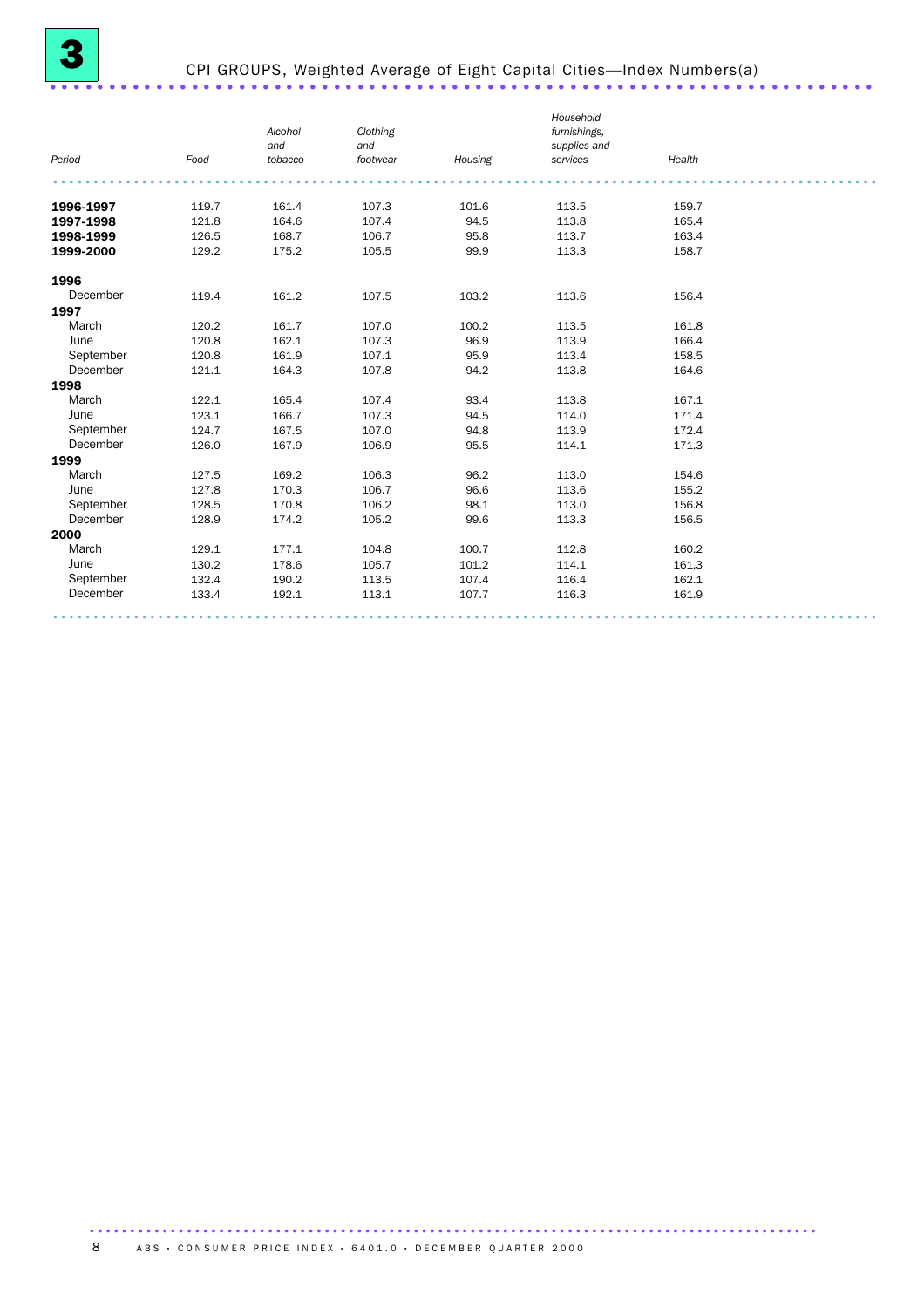## 3 CPI GROUPS, Weighted Average of Eight Capital Cities—Index Numbers(a)

| *Period* | *Food* | *Alcohol and tobacco* | *Clothing and footwear* | *Housing* | *Household furnishings, supplies and services* | *Health* |
|---|---|---|---|---|---|---|
| **1996-1997** | 119.7 | 161.4 | 107.3 | 101.6 | 113.5 | 159.7 |
| **1997-1998** | 121.8 | 164.6 | 107.4 | 94.5 | 113.8 | 165.4 |
| **1998-1999** | 126.5 | 168.7 | 106.7 | 95.8 | 113.7 | 163.4 |
| **1999-2000** | 129.2 | 175.2 | 105.5 | 99.9 | 113.3 | 158.7 |
| **1996** | | | | | | |
| December | 119.4 | 161.2 | 107.5 | 103.2 | 113.6 | 156.4 |
| **1997** | | | | | | |
| March | 120.2 | 161.7 | 107.0 | 100.2 | 113.5 | 161.8 |
| June | 120.8 | 162.1 | 107.3 | 96.9 | 113.9 | 166.4 |
| September | 120.8 | 161.9 | 107.1 | 95.9 | 113.4 | 158.5 |
| December | 121.1 | 164.3 | 107.8 | 94.2 | 113.8 | 164.6 |
| **1998** | | | | | | |
| March | 122.1 | 165.4 | 107.4 | 93.4 | 113.8 | 167.1 |
| June | 123.1 | 166.7 | 107.3 | 94.5 | 114.0 | 171.4 |
| September | 124.7 | 167.5 | 107.0 | 94.8 | 113.9 | 172.4 |
| December | 126.0 | 167.9 | 106.9 | 95.5 | 114.1 | 171.3 |
| **1999** | | | | | | |
| March | 127.5 | 169.2 | 106.3 | 96.2 | 113.0 | 154.6 |
| June | 127.8 | 170.3 | 106.7 | 96.6 | 113.6 | 155.2 |
| September | 128.5 | 170.8 | 106.2 | 98.1 | 113.0 | 156.8 |
| December | 128.9 | 174.2 | 105.2 | 99.6 | 113.3 | 156.5 |
| **2000** | | | | | | |
| March | 129.1 | 177.1 | 104.8 | 100.7 | 112.8 | 160.2 |
| June | 130.2 | 178.6 | 105.7 | 101.2 | 114.1 | 161.3 |
| September | 132.4 | 190.2 | 113.5 | 107.4 | 116.4 | 162.1 |
| December | 133.4 | 192.1 | 113.1 | 107.7 | 116.3 | 161.9 |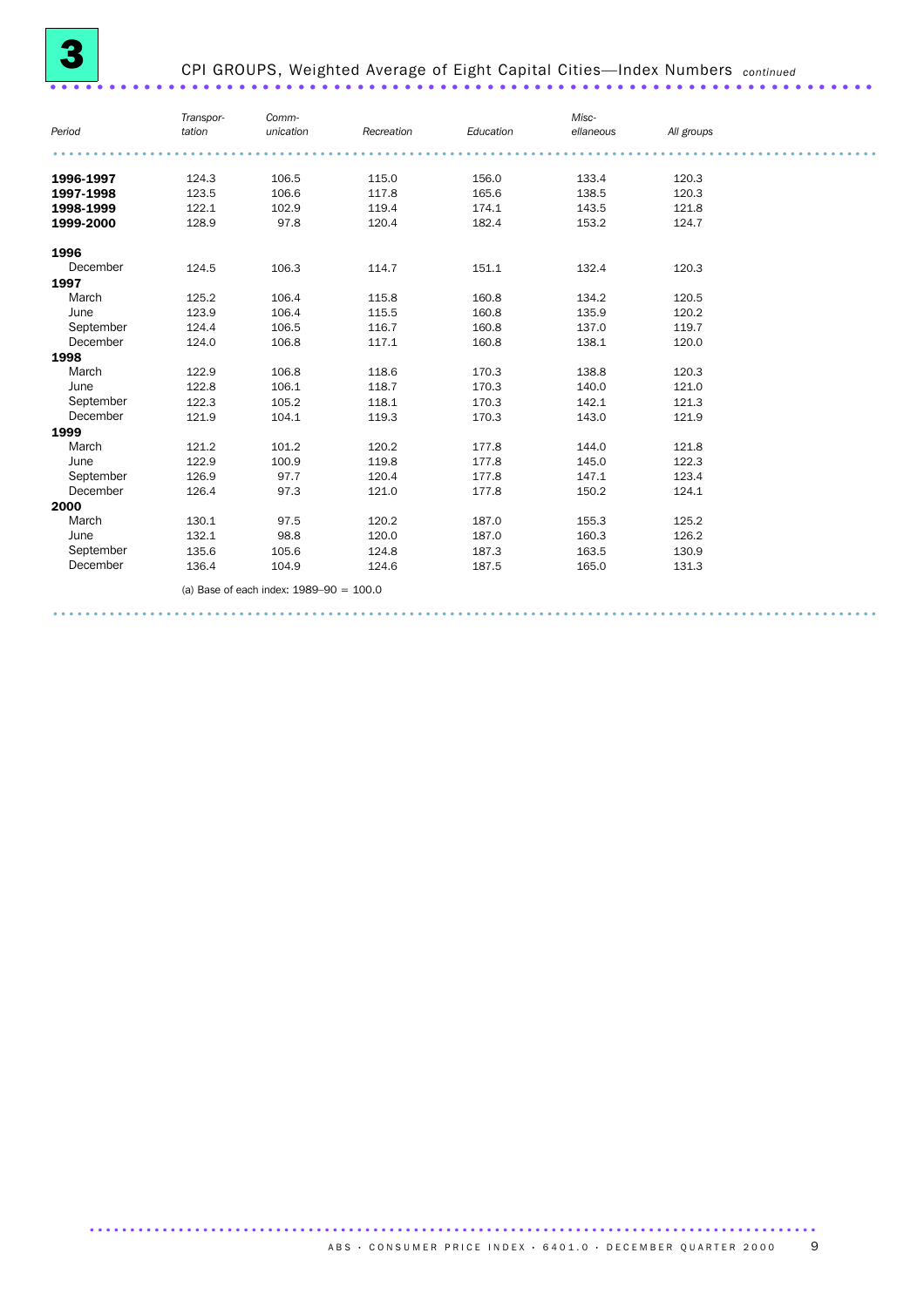## 3 CPI GROUPS, Weighted Average of Eight Capital Cities—Index Numbers *continued*

| *Period* | *Transportation* | *Communication* | *Recreation* | *Education* | *Miscellaneous* | *All groups* |
|---|---|---|---|---|---|---|
| **1996-1997** | 124.3 | 106.5 | 115.0 | 156.0 | 133.4 | 120.3 |
| **1997-1998** | 123.5 | 106.6 | 117.8 | 165.6 | 138.5 | 120.3 |
| **1998-1999** | 122.1 | 102.9 | 119.4 | 174.1 | 143.5 | 121.8 |
| **1999-2000** | 128.9 | 97.8 | 120.4 | 182.4 | 153.2 | 124.7 |
| **1996** | | | | | | |
| December | 124.5 | 106.3 | 114.7 | 151.1 | 132.4 | 120.3 |
| **1997** | | | | | | |
| March | 125.2 | 106.4 | 115.8 | 160.8 | 134.2 | 120.5 |
| June | 123.9 | 106.4 | 115.5 | 160.8 | 135.9 | 120.2 |
| September | 124.4 | 106.5 | 116.7 | 160.8 | 137.0 | 119.7 |
| December | 124.0 | 106.8 | 117.1 | 160.8 | 138.1 | 120.0 |
| **1998** | | | | | | |
| March | 122.9 | 106.8 | 118.6 | 170.3 | 138.8 | 120.3 |
| June | 122.8 | 106.1 | 118.7 | 170.3 | 140.0 | 121.0 |
| September | 122.3 | 105.2 | 118.1 | 170.3 | 142.1 | 121.3 |
| December | 121.9 | 104.1 | 119.3 | 170.3 | 143.0 | 121.9 |
| **1999** | | | | | | |
| March | 121.2 | 101.2 | 120.2 | 177.8 | 144.0 | 121.8 |
| June | 122.9 | 100.9 | 119.8 | 177.8 | 145.0 | 122.3 |
| September | 126.9 | 97.7 | 120.4 | 177.8 | 147.1 | 123.4 |
| December | 126.4 | 97.3 | 121.0 | 177.8 | 150.2 | 124.1 |
| **2000** | | | | | | |
| March | 130.1 | 97.5 | 120.2 | 187.0 | 155.3 | 125.2 |
| June | 132.1 | 98.8 | 120.0 | 187.0 | 160.3 | 126.2 |
| September | 135.6 | 105.6 | 124.8 | 187.3 | 163.5 | 130.9 |
| December | 136.4 | 104.9 | 124.6 | 187.5 | 165.0 | 131.3 |

(a) Base of each index: 1989–90 = 100.0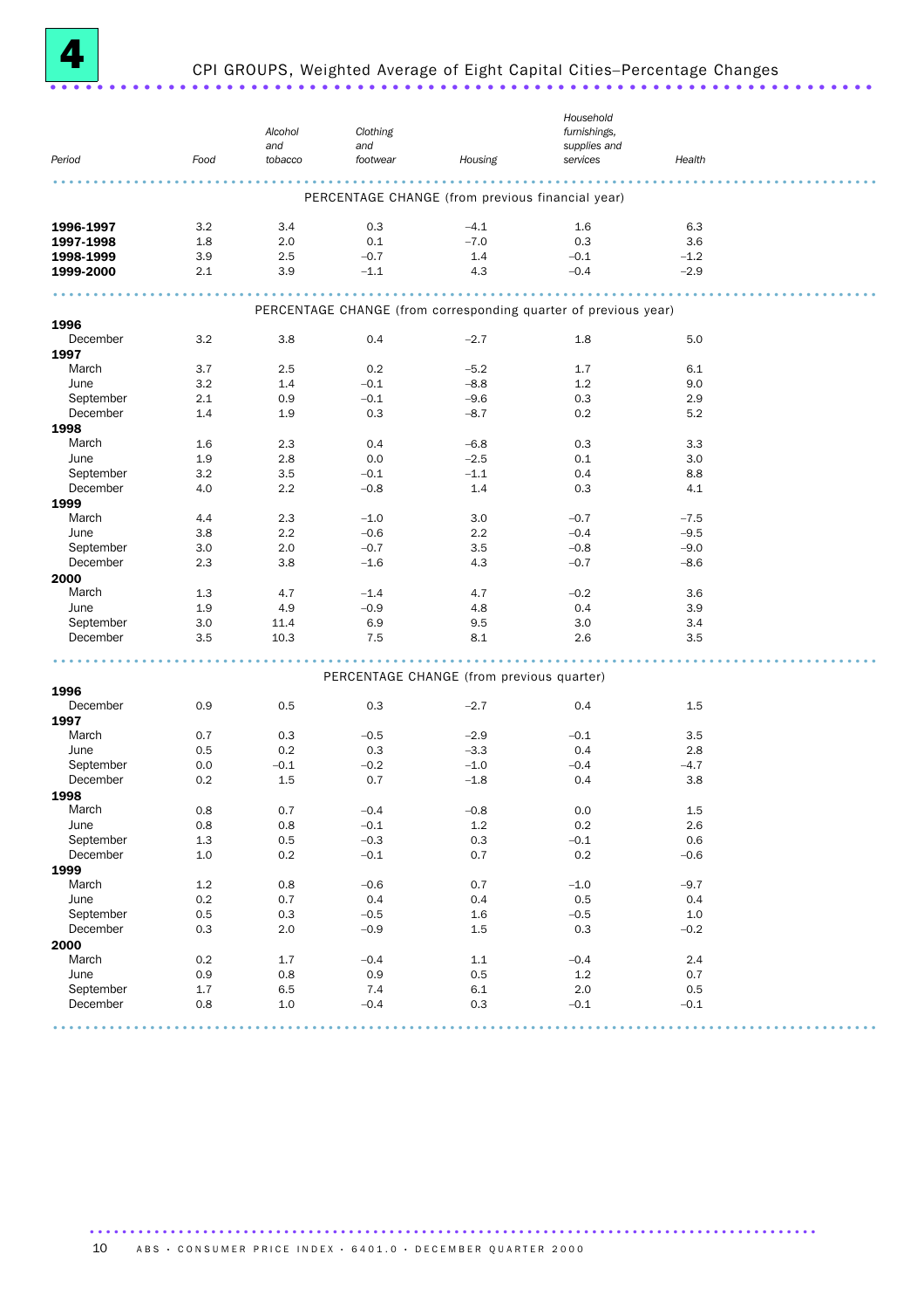# 4 CPI GROUPS, Weighted Average of Eight Capital Cities–Percentage Changes

| Period | Food | *Alcohol and tobacco* | *Clothing and footwear* | *Housing* | *Household furnishings, supplies and services* | *Health* |
|---|---|---|---|---|---|---|
| | | | PERCENTAGE CHANGE (from previous financial year) | | | |
| **1996-1997** | 3.2 | 3.4 | 0.3 | –4.1 | 1.6 | 6.3 |
| **1997-1998** | 1.8 | 2.0 | 0.1 | –7.0 | 0.3 | 3.6 |
| **1998-1999** | 3.9 | 2.5 | –0.7 | 1.4 | –0.1 | –1.2 |
| **1999-2000** | 2.1 | 3.9 | –1.1 | 4.3 | –0.4 | –2.9 |
| | | | PERCENTAGE CHANGE (from corresponding quarter of previous year) | | | |
| **1996** | | | | | | |
| December | 3.2 | 3.8 | 0.4 | –2.7 | 1.8 | 5.0 |
| **1997** | | | | | | |
| March | 3.7 | 2.5 | 0.2 | –5.2 | 1.7 | 6.1 |
| June | 3.2 | 1.4 | –0.1 | –8.8 | 1.2 | 9.0 |
| September | 2.1 | 0.9 | –0.1 | –9.6 | 0.3 | 2.9 |
| December | 1.4 | 1.9 | 0.3 | –8.7 | 0.2 | 5.2 |
| **1998** | | | | | | |
| March | 1.6 | 2.3 | 0.4 | –6.8 | 0.3 | 3.3 |
| June | 1.9 | 2.8 | 0.0 | –2.5 | 0.1 | 3.0 |
| September | 3.2 | 3.5 | –0.1 | –1.1 | 0.4 | 8.8 |
| December | 4.0 | 2.2 | –0.8 | 1.4 | 0.3 | 4.1 |
| **1999** | | | | | | |
| March | 4.4 | 2.3 | –1.0 | 3.0 | –0.7 | –7.5 |
| June | 3.8 | 2.2 | –0.6 | 2.2 | –0.4 | –9.5 |
| September | 3.0 | 2.0 | –0.7 | 3.5 | –0.8 | –9.0 |
| December | 2.3 | 3.8 | –1.6 | 4.3 | –0.7 | –8.6 |
| **2000** | | | | | | |
| March | 1.3 | 4.7 | –1.4 | 4.7 | –0.2 | 3.6 |
| June | 1.9 | 4.9 | –0.9 | 4.8 | 0.4 | 3.9 |
| September | 3.0 | 11.4 | 6.9 | 9.5 | 3.0 | 3.4 |
| December | 3.5 | 10.3 | 7.5 | 8.1 | 2.6 | 3.5 |
| | | | PERCENTAGE CHANGE (from previous quarter) | | | |
| **1996** | | | | | | |
| December | 0.9 | 0.5 | 0.3 | –2.7 | 0.4 | 1.5 |
| **1997** | | | | | | |
| March | 0.7 | 0.3 | –0.5 | –2.9 | –0.1 | 3.5 |
| June | 0.5 | 0.2 | 0.3 | –3.3 | 0.4 | 2.8 |
| September | 0.0 | –0.1 | –0.2 | –1.0 | –0.4 | –4.7 |
| December | 0.2 | 1.5 | 0.7 | –1.8 | 0.4 | 3.8 |
| **1998** | | | | | | |
| March | 0.8 | 0.7 | –0.4 | –0.8 | 0.0 | 1.5 |
| June | 0.8 | 0.8 | –0.1 | 1.2 | 0.2 | 2.6 |
| September | 1.3 | 0.5 | –0.3 | 0.3 | –0.1 | 0.6 |
| December | 1.0 | 0.2 | –0.1 | 0.7 | 0.2 | –0.6 |
| **1999** | | | | | | |
| March | 1.2 | 0.8 | –0.6 | 0.7 | –1.0 | –9.7 |
| June | 0.2 | 0.7 | 0.4 | 0.4 | 0.5 | 0.4 |
| September | 0.5 | 0.3 | –0.5 | 1.6 | –0.5 | 1.0 |
| December | 0.3 | 2.0 | –0.9 | 1.5 | 0.3 | –0.2 |
| **2000** | | | | | | |
| March | 0.2 | 1.7 | –0.4 | 1.1 | –0.4 | 2.4 |
| June | 0.9 | 0.8 | 0.9 | 0.5 | 1.2 | 0.7 |
| September | 1.7 | 6.5 | 7.4 | 6.1 | 2.0 | 0.5 |
| December | 0.8 | 1.0 | –0.4 | 0.3 | –0.1 | –0.1 |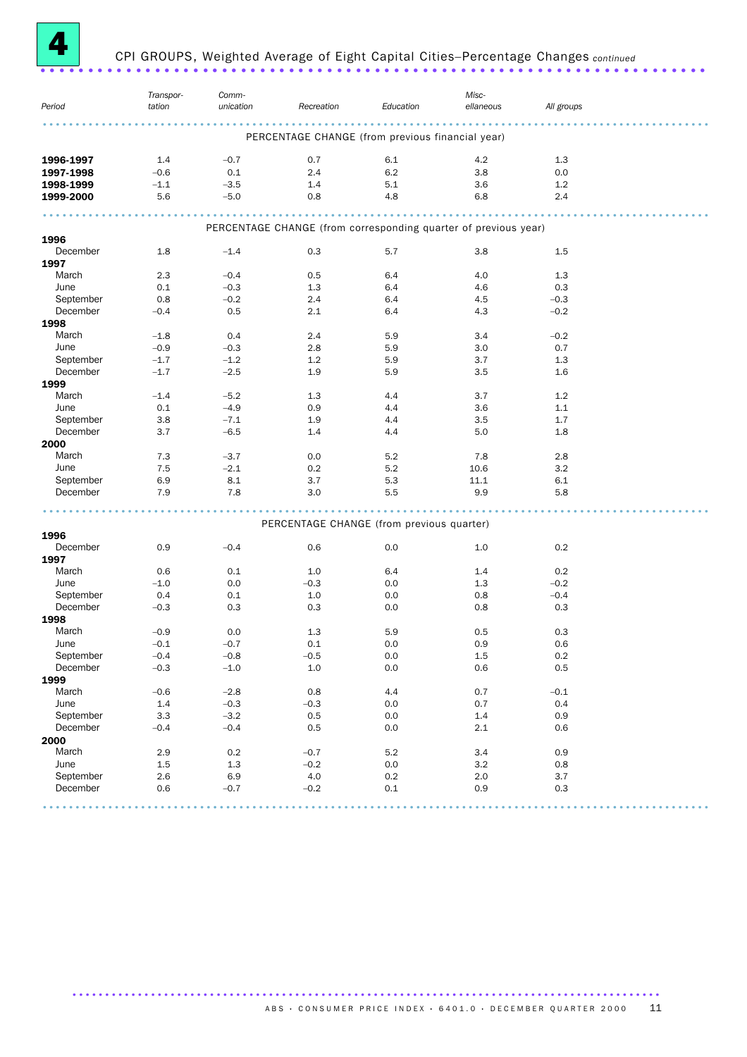# 4 CPI GROUPS, Weighted Average of Eight Capital Cities–Percentage Changes *continued*

| Period | Transportation | Communication | Recreation | Education | Miscellaneous | All groups |
|---|---|---|---|---|---|---|
| **PERCENTAGE CHANGE (from previous financial year)** | | | | | | |
| **1996-1997** | 1.4 | –0.7 | 0.7 | 6.1 | 4.2 | 1.3 |
| **1997-1998** | –0.6 | 0.1 | 2.4 | 6.2 | 3.8 | 0.0 |
| **1998-1999** | –1.1 | –3.5 | 1.4 | 5.1 | 3.6 | 1.2 |
| **1999-2000** | 5.6 | –5.0 | 0.8 | 4.8 | 6.8 | 2.4 |
| **PERCENTAGE CHANGE (from corresponding quarter of previous year)** | | | | | | |
| **1996** | | | | | | |
| December | 1.8 | –1.4 | 0.3 | 5.7 | 3.8 | 1.5 |
| **1997** | | | | | | |
| March | 2.3 | –0.4 | 0.5 | 6.4 | 4.0 | 1.3 |
| June | 0.1 | –0.3 | 1.3 | 6.4 | 4.6 | 0.3 |
| September | 0.8 | –0.2 | 2.4 | 6.4 | 4.5 | –0.3 |
| December | –0.4 | 0.5 | 2.1 | 6.4 | 4.3 | –0.2 |
| **1998** | | | | | | |
| March | –1.8 | 0.4 | 2.4 | 5.9 | 3.4 | –0.2 |
| June | –0.9 | –0.3 | 2.8 | 5.9 | 3.0 | 0.7 |
| September | –1.7 | –1.2 | 1.2 | 5.9 | 3.7 | 1.3 |
| December | –1.7 | –2.5 | 1.9 | 5.9 | 3.5 | 1.6 |
| **1999** | | | | | | |
| March | –1.4 | –5.2 | 1.3 | 4.4 | 3.7 | 1.2 |
| June | 0.1 | –4.9 | 0.9 | 4.4 | 3.6 | 1.1 |
| September | 3.8 | –7.1 | 1.9 | 4.4 | 3.5 | 1.7 |
| December | 3.7 | –6.5 | 1.4 | 4.4 | 5.0 | 1.8 |
| **2000** | | | | | | |
| March | 7.3 | –3.7 | 0.0 | 5.2 | 7.8 | 2.8 |
| June | 7.5 | –2.1 | 0.2 | 5.2 | 10.6 | 3.2 |
| September | 6.9 | 8.1 | 3.7 | 5.3 | 11.1 | 6.1 |
| December | 7.9 | 7.8 | 3.0 | 5.5 | 9.9 | 5.8 |
| **PERCENTAGE CHANGE (from previous quarter)** | | | | | | |
| **1996** | | | | | | |
| December | 0.9 | –0.4 | 0.6 | 0.0 | 1.0 | 0.2 |
| **1997** | | | | | | |
| March | 0.6 | 0.1 | 1.0 | 6.4 | 1.4 | 0.2 |
| June | –1.0 | 0.0 | –0.3 | 0.0 | 1.3 | –0.2 |
| September | 0.4 | 0.1 | 1.0 | 0.0 | 0.8 | –0.4 |
| December | –0.3 | 0.3 | 0.3 | 0.0 | 0.8 | 0.3 |
| **1998** | | | | | | |
| March | –0.9 | 0.0 | 1.3 | 5.9 | 0.5 | 0.3 |
| June | –0.1 | –0.7 | 0.1 | 0.0 | 0.9 | 0.6 |
| September | –0.4 | –0.8 | –0.5 | 0.0 | 1.5 | 0.2 |
| December | –0.3 | –1.0 | 1.0 | 0.0 | 0.6 | 0.5 |
| **1999** | | | | | | |
| March | –0.6 | –2.8 | 0.8 | 4.4 | 0.7 | –0.1 |
| June | 1.4 | –0.3 | –0.3 | 0.0 | 0.7 | 0.4 |
| September | 3.3 | –3.2 | 0.5 | 0.0 | 1.4 | 0.9 |
| December | –0.4 | –0.4 | 0.5 | 0.0 | 2.1 | 0.6 |
| **2000** | | | | | | |
| March | 2.9 | 0.2 | –0.7 | 5.2 | 3.4 | 0.9 |
| June | 1.5 | 1.3 | –0.2 | 0.0 | 3.2 | 0.8 |
| September | 2.6 | 6.9 | 4.0 | 0.2 | 2.0 | 3.7 |
| December | 0.6 | –0.7 | –0.2 | 0.1 | 0.9 | 0.3 |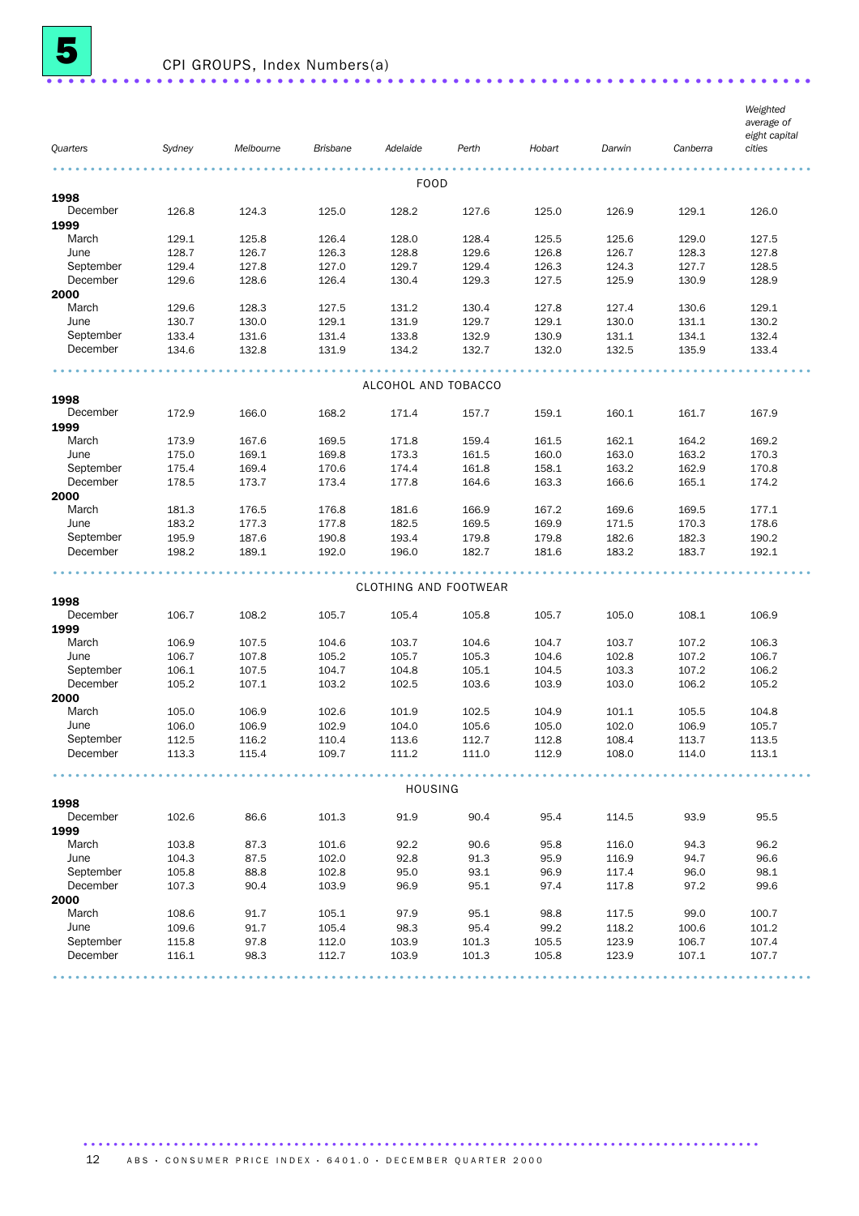# 5 CPI GROUPS, Index Numbers(a)

| Quarters | Sydney | Melbourne | Brisbane | Adelaide | Perth | Hobart | Darwin | Canberra | *Weighted average of eight capital cities* |
|---|---|---|---|---|---|---|---|---|---|
| | | | | | FOOD | | | | |
| **1998** | | | | | | | | | |
| December | 126.8 | 124.3 | 125.0 | 128.2 | 127.6 | 125.0 | 126.9 | 129.1 | 126.0 |
| **1999** | | | | | | | | | |
| March | 129.1 | 125.8 | 126.4 | 128.0 | 128.4 | 125.5 | 125.6 | 129.0 | 127.5 |
| June | 128.7 | 126.7 | 126.3 | 128.8 | 129.6 | 126.8 | 126.7 | 128.3 | 127.8 |
| September | 129.4 | 127.8 | 127.0 | 129.7 | 129.4 | 126.3 | 124.3 | 127.7 | 128.5 |
| December | 129.6 | 128.6 | 126.4 | 130.4 | 129.3 | 127.5 | 125.9 | 130.9 | 128.9 |
| **2000** | | | | | | | | | |
| March | 129.6 | 128.3 | 127.5 | 131.2 | 130.4 | 127.8 | 127.4 | 130.6 | 129.1 |
| June | 130.7 | 130.0 | 129.1 | 131.9 | 129.7 | 129.1 | 130.0 | 131.1 | 130.2 |
| September | 133.4 | 131.6 | 131.4 | 133.8 | 132.9 | 130.9 | 131.1 | 134.1 | 132.4 |
| December | 134.6 | 132.8 | 131.9 | 134.2 | 132.7 | 132.0 | 132.5 | 135.9 | 133.4 |
| | | | | | ALCOHOL AND TOBACCO | | | | |
| **1998** | | | | | | | | | |
| December | 172.9 | 166.0 | 168.2 | 171.4 | 157.7 | 159.1 | 160.1 | 161.7 | 167.9 |
| **1999** | | | | | | | | | |
| March | 173.9 | 167.6 | 169.5 | 171.8 | 159.4 | 161.5 | 162.1 | 164.2 | 169.2 |
| June | 175.0 | 169.1 | 169.8 | 173.3 | 161.5 | 160.0 | 163.0 | 163.2 | 170.3 |
| September | 175.4 | 169.4 | 170.6 | 174.4 | 161.8 | 158.1 | 163.2 | 162.9 | 170.8 |
| December | 178.5 | 173.7 | 173.4 | 177.8 | 164.6 | 163.3 | 166.6 | 165.1 | 174.2 |
| **2000** | | | | | | | | | |
| March | 181.3 | 176.5 | 176.8 | 181.6 | 166.9 | 167.2 | 169.6 | 169.5 | 177.1 |
| June | 183.2 | 177.3 | 177.8 | 182.5 | 169.5 | 169.9 | 171.5 | 170.3 | 178.6 |
| September | 195.9 | 187.6 | 190.8 | 193.4 | 179.8 | 179.8 | 182.6 | 182.3 | 190.2 |
| December | 198.2 | 189.1 | 192.0 | 196.0 | 182.7 | 181.6 | 183.2 | 183.7 | 192.1 |
| | | | | | CLOTHING AND FOOTWEAR | | | | |
| **1998** | | | | | | | | | |
| December | 106.7 | 108.2 | 105.7 | 105.4 | 105.8 | 105.7 | 105.0 | 108.1 | 106.9 |
| **1999** | | | | | | | | | |
| March | 106.9 | 107.5 | 104.6 | 103.7 | 104.6 | 104.7 | 103.7 | 107.2 | 106.3 |
| June | 106.7 | 107.8 | 105.2 | 105.7 | 105.3 | 104.6 | 102.8 | 107.2 | 106.7 |
| September | 106.1 | 107.5 | 104.7 | 104.8 | 105.1 | 104.5 | 103.3 | 107.2 | 106.2 |
| December | 105.2 | 107.1 | 103.2 | 102.5 | 103.6 | 103.9 | 103.0 | 106.2 | 105.2 |
| **2000** | | | | | | | | | |
| March | 105.0 | 106.9 | 102.6 | 101.9 | 102.5 | 104.9 | 101.1 | 105.5 | 104.8 |
| June | 106.0 | 106.9 | 102.9 | 104.0 | 105.6 | 105.0 | 102.0 | 106.9 | 105.7 |
| September | 112.5 | 116.2 | 110.4 | 113.6 | 112.7 | 112.8 | 108.4 | 113.7 | 113.5 |
| December | 113.3 | 115.4 | 109.7 | 111.2 | 111.0 | 112.9 | 108.0 | 114.0 | 113.1 |
| | | | | | HOUSING | | | | |
| **1998** | | | | | | | | | |
| December | 102.6 | 86.6 | 101.3 | 91.9 | 90.4 | 95.4 | 114.5 | 93.9 | 95.5 |
| **1999** | | | | | | | | | |
| March | 103.8 | 87.3 | 101.6 | 92.2 | 90.6 | 95.8 | 116.0 | 94.3 | 96.2 |
| June | 104.3 | 87.5 | 102.0 | 92.8 | 91.3 | 95.9 | 116.9 | 94.7 | 96.6 |
| September | 105.8 | 88.8 | 102.8 | 95.0 | 93.1 | 96.9 | 117.4 | 96.0 | 98.1 |
| December | 107.3 | 90.4 | 103.9 | 96.9 | 95.1 | 97.4 | 117.8 | 97.2 | 99.6 |
| **2000** | | | | | | | | | |
| March | 108.6 | 91.7 | 105.1 | 97.9 | 95.1 | 98.8 | 117.5 | 99.0 | 100.7 |
| June | 109.6 | 91.7 | 105.4 | 98.3 | 95.4 | 99.2 | 118.2 | 100.6 | 101.2 |
| September | 115.8 | 97.8 | 112.0 | 103.9 | 101.3 | 105.5 | 123.9 | 106.7 | 107.4 |
| December | 116.1 | 98.3 | 112.7 | 103.9 | 101.3 | 105.8 | 123.9 | 107.1 | 107.7 |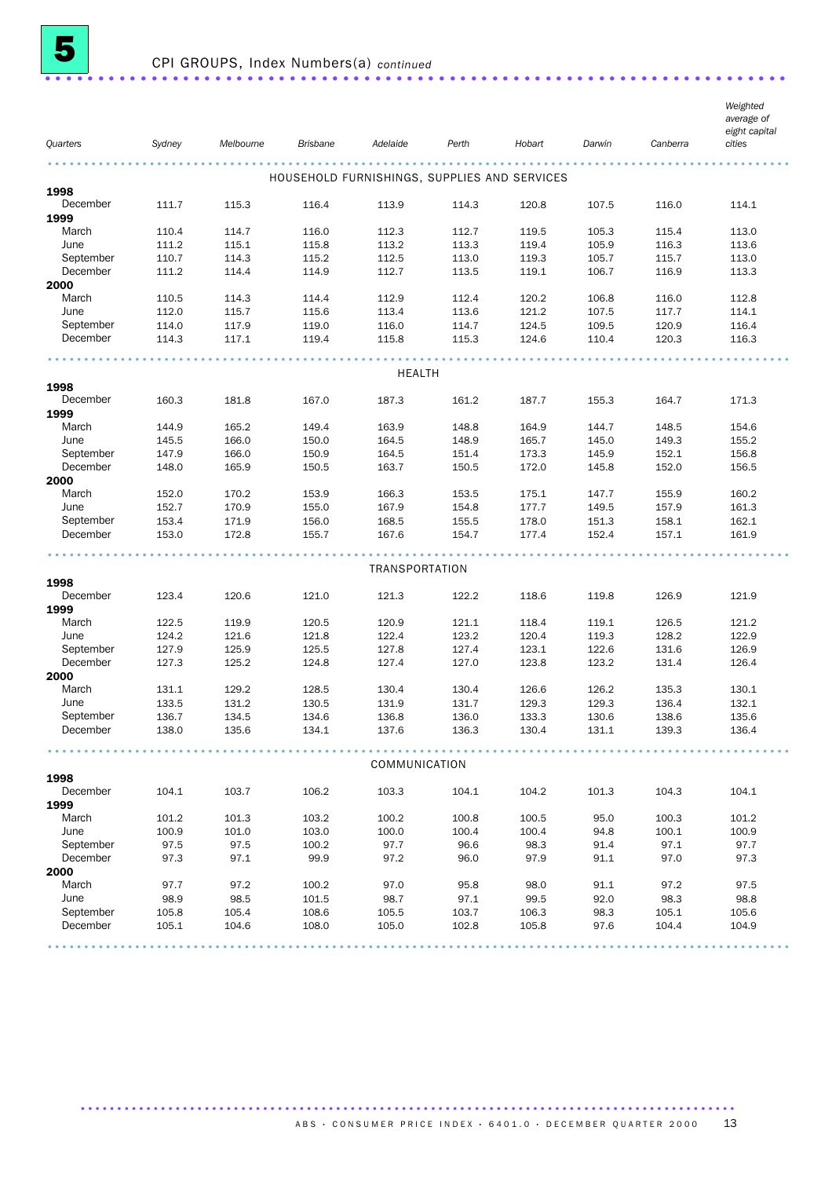# 5 CPI GROUPS, Index Numbers(a) *continued*

| Quarters | Sydney | Melbourne | Brisbane | Adelaide | Perth | Hobart | Darwin | Canberra | Weighted average of eight capital cities |
|---|---|---|---|---|---|---|---|---|---|
| **HOUSEHOLD FURNISHINGS, SUPPLIES AND SERVICES** | | | | | | | | | |
| **1998** | | | | | | | | | |
| December | 111.7 | 115.3 | 116.4 | 113.9 | 114.3 | 120.8 | 107.5 | 116.0 | 114.1 |
| **1999** | | | | | | | | | |
| March | 110.4 | 114.7 | 116.0 | 112.3 | 112.7 | 119.5 | 105.3 | 115.4 | 113.0 |
| June | 111.2 | 115.1 | 115.8 | 113.2 | 113.3 | 119.4 | 105.9 | 116.3 | 113.6 |
| September | 110.7 | 114.3 | 115.2 | 112.5 | 113.0 | 119.3 | 105.7 | 115.7 | 113.0 |
| December | 111.2 | 114.4 | 114.9 | 112.7 | 113.5 | 119.1 | 106.7 | 116.9 | 113.3 |
| **2000** | | | | | | | | | |
| March | 110.5 | 114.3 | 114.4 | 112.9 | 112.4 | 120.2 | 106.8 | 116.0 | 112.8 |
| June | 112.0 | 115.7 | 115.6 | 113.4 | 113.6 | 121.2 | 107.5 | 117.7 | 114.1 |
| September | 114.0 | 117.9 | 119.0 | 116.0 | 114.7 | 124.5 | 109.5 | 120.9 | 116.4 |
| December | 114.3 | 117.1 | 119.4 | 115.8 | 115.3 | 124.6 | 110.4 | 120.3 | 116.3 |
| **HEALTH** | | | | | | | | | |
| **1998** | | | | | | | | | |
| December | 160.3 | 181.8 | 167.0 | 187.3 | 161.2 | 187.7 | 155.3 | 164.7 | 171.3 |
| **1999** | | | | | | | | | |
| March | 144.9 | 165.2 | 149.4 | 163.9 | 148.8 | 164.9 | 144.7 | 148.5 | 154.6 |
| June | 145.5 | 166.0 | 150.0 | 164.5 | 148.9 | 165.7 | 145.0 | 149.3 | 155.2 |
| September | 147.9 | 166.0 | 150.9 | 164.5 | 151.4 | 173.3 | 145.9 | 152.1 | 156.8 |
| December | 148.0 | 165.9 | 150.5 | 163.7 | 150.5 | 172.0 | 145.8 | 152.0 | 156.5 |
| **2000** | | | | | | | | | |
| March | 152.0 | 170.2 | 153.9 | 166.3 | 153.5 | 175.1 | 147.7 | 155.9 | 160.2 |
| June | 152.7 | 170.9 | 155.0 | 167.9 | 154.8 | 177.7 | 149.5 | 157.9 | 161.3 |
| September | 153.4 | 171.9 | 156.0 | 168.5 | 155.5 | 178.0 | 151.3 | 158.1 | 162.1 |
| December | 153.0 | 172.8 | 155.7 | 167.6 | 154.7 | 177.4 | 152.4 | 157.1 | 161.9 |
| **TRANSPORTATION** | | | | | | | | | |
| **1998** | | | | | | | | | |
| December | 123.4 | 120.6 | 121.0 | 121.3 | 122.2 | 118.6 | 119.8 | 126.9 | 121.9 |
| **1999** | | | | | | | | | |
| March | 122.5 | 119.9 | 120.5 | 120.9 | 121.1 | 118.4 | 119.1 | 126.5 | 121.2 |
| June | 124.2 | 121.6 | 121.8 | 122.4 | 123.2 | 120.4 | 119.3 | 128.2 | 122.9 |
| September | 127.9 | 125.9 | 125.5 | 127.8 | 127.4 | 123.1 | 122.6 | 131.6 | 126.9 |
| December | 127.3 | 125.2 | 124.8 | 127.4 | 127.0 | 123.8 | 123.2 | 131.4 | 126.4 |
| **2000** | | | | | | | | | |
| March | 131.1 | 129.2 | 128.5 | 130.4 | 130.4 | 126.6 | 126.2 | 135.3 | 130.1 |
| June | 133.5 | 131.2 | 130.5 | 131.9 | 131.7 | 129.3 | 129.3 | 136.4 | 132.1 |
| September | 136.7 | 134.5 | 134.6 | 136.8 | 136.0 | 133.3 | 130.6 | 138.6 | 135.6 |
| December | 138.0 | 135.6 | 134.1 | 137.6 | 136.3 | 130.4 | 131.1 | 139.3 | 136.4 |
| **COMMUNICATION** | | | | | | | | | |
| **1998** | | | | | | | | | |
| December | 104.1 | 103.7 | 106.2 | 103.3 | 104.1 | 104.2 | 101.3 | 104.3 | 104.1 |
| **1999** | | | | | | | | | |
| March | 101.2 | 101.3 | 103.2 | 100.2 | 100.8 | 100.5 | 95.0 | 100.3 | 101.2 |
| June | 100.9 | 101.0 | 103.0 | 100.0 | 100.4 | 100.4 | 94.8 | 100.1 | 100.9 |
| September | 97.5 | 97.5 | 100.2 | 97.7 | 96.6 | 98.3 | 91.4 | 97.1 | 97.7 |
| December | 97.3 | 97.1 | 99.9 | 97.2 | 96.0 | 97.9 | 91.1 | 97.0 | 97.3 |
| **2000** | | | | | | | | | |
| March | 97.7 | 97.2 | 100.2 | 97.0 | 95.8 | 98.0 | 91.1 | 97.2 | 97.5 |
| June | 98.9 | 98.5 | 101.5 | 98.7 | 97.1 | 99.5 | 92.0 | 98.3 | 98.8 |
| September | 105.8 | 105.4 | 108.6 | 105.5 | 103.7 | 106.3 | 98.3 | 105.1 | 105.6 |
| December | 105.1 | 104.6 | 108.0 | 105.0 | 102.8 | 105.8 | 97.6 | 104.4 | 104.9 |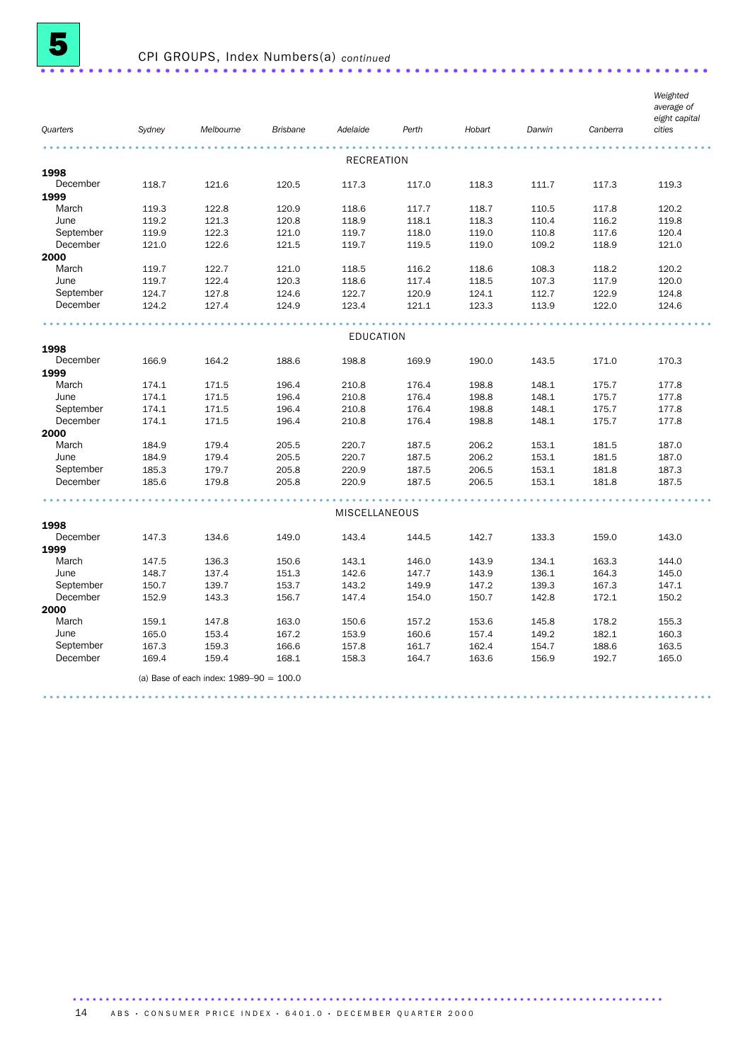## 5 CPI GROUPS, Index Numbers(a) *continued*

| Quarters | Sydney | Melbourne | Brisbane | Adelaide | Perth | Hobart | Darwin | Canberra | Weighted average of eight capital cities |
|---|---|---|---|---|---|---|---|---|---|
| | | | | | RECREATION | | | | |
| **1998** | | | | | | | | | |
| December | 118.7 | 121.6 | 120.5 | 117.3 | 117.0 | 118.3 | 111.7 | 117.3 | 119.3 |
| **1999** | | | | | | | | | |
| March | 119.3 | 122.8 | 120.9 | 118.6 | 117.7 | 118.7 | 110.5 | 117.8 | 120.2 |
| June | 119.2 | 121.3 | 120.8 | 118.9 | 118.1 | 118.3 | 110.4 | 116.2 | 119.8 |
| September | 119.9 | 122.3 | 121.0 | 119.7 | 118.0 | 119.0 | 110.8 | 117.6 | 120.4 |
| December | 121.0 | 122.6 | 121.5 | 119.7 | 119.5 | 119.0 | 109.2 | 118.9 | 121.0 |
| **2000** | | | | | | | | | |
| March | 119.7 | 122.7 | 121.0 | 118.5 | 116.2 | 118.6 | 108.3 | 118.2 | 120.2 |
| June | 119.7 | 122.4 | 120.3 | 118.6 | 117.4 | 118.5 | 107.3 | 117.9 | 120.0 |
| September | 124.7 | 127.8 | 124.6 | 122.7 | 120.9 | 124.1 | 112.7 | 122.9 | 124.8 |
| December | 124.2 | 127.4 | 124.9 | 123.4 | 121.1 | 123.3 | 113.9 | 122.0 | 124.6 |
| | | | | | EDUCATION | | | | |
| **1998** | | | | | | | | | |
| December | 166.9 | 164.2 | 188.6 | 198.8 | 169.9 | 190.0 | 143.5 | 171.0 | 170.3 |
| **1999** | | | | | | | | | |
| March | 174.1 | 171.5 | 196.4 | 210.8 | 176.4 | 198.8 | 148.1 | 175.7 | 177.8 |
| June | 174.1 | 171.5 | 196.4 | 210.8 | 176.4 | 198.8 | 148.1 | 175.7 | 177.8 |
| September | 174.1 | 171.5 | 196.4 | 210.8 | 176.4 | 198.8 | 148.1 | 175.7 | 177.8 |
| December | 174.1 | 171.5 | 196.4 | 210.8 | 176.4 | 198.8 | 148.1 | 175.7 | 177.8 |
| **2000** | | | | | | | | | |
| March | 184.9 | 179.4 | 205.5 | 220.7 | 187.5 | 206.2 | 153.1 | 181.5 | 187.0 |
| June | 184.9 | 179.4 | 205.5 | 220.7 | 187.5 | 206.2 | 153.1 | 181.5 | 187.0 |
| September | 185.3 | 179.7 | 205.8 | 220.9 | 187.5 | 206.5 | 153.1 | 181.8 | 187.3 |
| December | 185.6 | 179.8 | 205.8 | 220.9 | 187.5 | 206.5 | 153.1 | 181.8 | 187.5 |
| | | | | | MISCELLANEOUS | | | | |
| **1998** | | | | | | | | | |
| December | 147.3 | 134.6 | 149.0 | 143.4 | 144.5 | 142.7 | 133.3 | 159.0 | 143.0 |
| **1999** | | | | | | | | | |
| March | 147.5 | 136.3 | 150.6 | 143.1 | 146.0 | 143.9 | 134.1 | 163.3 | 144.0 |
| June | 148.7 | 137.4 | 151.3 | 142.6 | 147.7 | 143.9 | 136.1 | 164.3 | 145.0 |
| September | 150.7 | 139.7 | 153.7 | 143.2 | 149.9 | 147.2 | 139.3 | 167.3 | 147.1 |
| December | 152.9 | 143.3 | 156.7 | 147.4 | 154.0 | 150.7 | 142.8 | 172.1 | 150.2 |
| **2000** | | | | | | | | | |
| March | 159.1 | 147.8 | 163.0 | 150.6 | 157.2 | 153.6 | 145.8 | 178.2 | 155.3 |
| June | 165.0 | 153.4 | 167.2 | 153.9 | 160.6 | 157.4 | 149.2 | 182.1 | 160.3 |
| September | 167.3 | 159.3 | 166.6 | 157.8 | 161.7 | 162.4 | 154.7 | 188.6 | 163.5 |
| December | 169.4 | 159.4 | 168.1 | 158.3 | 164.7 | 163.6 | 156.9 | 192.7 | 165.0 |

(a) Base of each index: 1989–90 = 100.0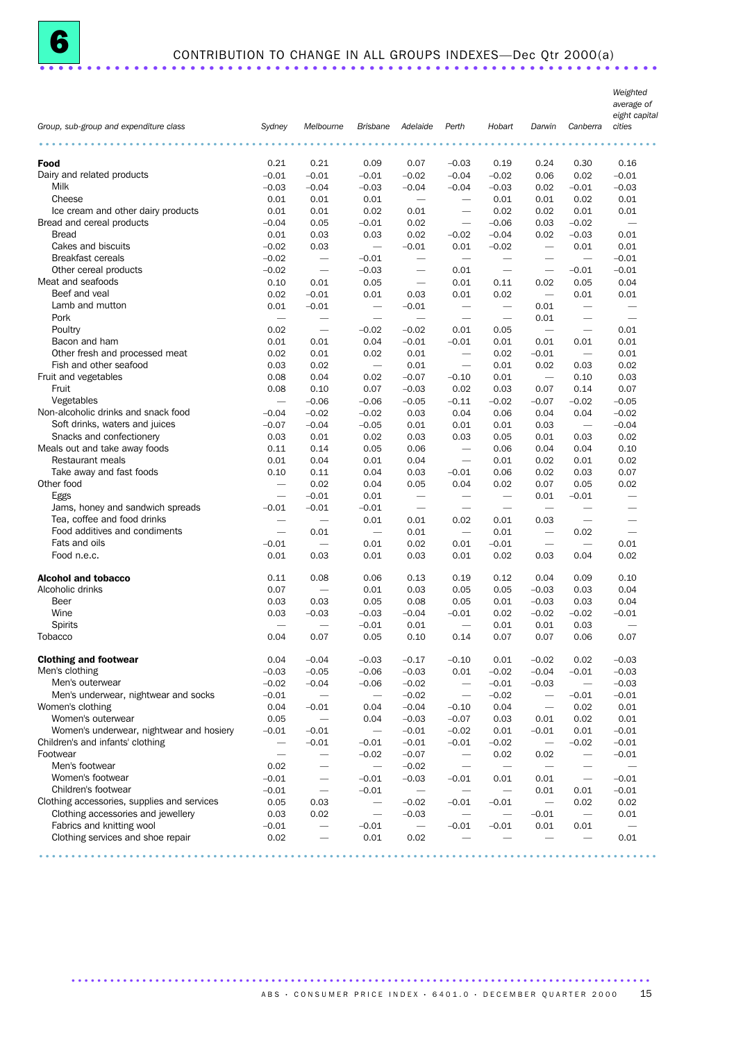# 6 CONTRIBUTION TO CHANGE IN ALL GROUPS INDEXES—Dec Qtr 2000(a)

| Group, sub-group and expenditure class | Sydney | Melbourne | Brisbane | Adelaide | Perth | Hobart | Darwin | Canberra | Weighted average of eight capital cities |
|---|---|---|---|---|---|---|---|---|---|
| **Food** | 0.21 | 0.21 | 0.09 | 0.07 | −0.03 | 0.19 | 0.24 | 0.30 | 0.16 |
| Dairy and related products | −0.01 | −0.01 | −0.01 | −0.02 | −0.04 | −0.02 | 0.06 | 0.02 | −0.01 |
| Milk | −0.03 | −0.04 | −0.03 | −0.04 | −0.04 | −0.03 | 0.02 | −0.01 | −0.03 |
| Cheese | 0.01 | 0.01 | 0.01 | — | — | 0.01 | 0.01 | 0.02 | 0.01 |
| Ice cream and other dairy products | 0.01 | 0.01 | 0.02 | 0.01 | — | 0.02 | 0.02 | 0.01 | 0.01 |
| Bread and cereal products | −0.04 | 0.05 | −0.01 | 0.02 | — | −0.06 | 0.03 | −0.02 | — |
| Bread | 0.01 | 0.03 | 0.03 | 0.02 | −0.02 | −0.04 | 0.02 | −0.03 | 0.01 |
| Cakes and biscuits | −0.02 | 0.03 | — | −0.01 | 0.01 | −0.02 | — | 0.01 | 0.01 |
| Breakfast cereals | −0.02 | — | −0.01 | — | — | — | — | — | −0.01 |
| Other cereal products | −0.02 | — | −0.03 | — | 0.01 | — | — | −0.01 | −0.01 |
| Meat and seafoods | 0.10 | 0.01 | 0.05 | — | 0.01 | 0.11 | 0.02 | 0.05 | 0.04 |
| Beef and veal | 0.02 | −0.01 | 0.01 | 0.03 | 0.01 | 0.02 | — | 0.01 | 0.01 |
| Lamb and mutton | 0.01 | −0.01 | — | −0.01 | — | — | 0.01 | — | — |
| Pork | — | — | — | — | — | — | 0.01 | — | — |
| Poultry | 0.02 | — | −0.02 | −0.02 | 0.01 | 0.05 | — | — | 0.01 |
| Bacon and ham | 0.01 | 0.01 | 0.04 | −0.01 | −0.01 | 0.01 | 0.01 | 0.01 | 0.01 |
| Other fresh and processed meat | 0.02 | 0.01 | 0.02 | 0.01 | — | 0.02 | −0.01 | — | 0.01 |
| Fish and other seafood | 0.03 | 0.02 | — | 0.01 | — | 0.01 | 0.02 | 0.03 | 0.02 |
| Fruit and vegetables | 0.08 | 0.04 | 0.02 | −0.07 | −0.10 | 0.01 | — | 0.10 | 0.03 |
| Fruit | 0.08 | 0.10 | 0.07 | −0.03 | 0.02 | 0.03 | 0.07 | 0.14 | 0.07 |
| Vegetables | — | −0.06 | −0.06 | −0.05 | −0.11 | −0.02 | −0.07 | −0.02 | −0.05 |
| Non-alcoholic drinks and snack food | −0.04 | −0.02 | −0.02 | 0.03 | 0.04 | 0.06 | 0.04 | 0.04 | −0.02 |
| Soft drinks, waters and juices | −0.07 | −0.04 | −0.05 | 0.01 | 0.01 | 0.01 | 0.03 | — | −0.04 |
| Snacks and confectionery | 0.03 | 0.01 | 0.02 | 0.03 | 0.03 | 0.05 | 0.01 | 0.03 | 0.02 |
| Meals out and take away foods | 0.11 | 0.14 | 0.05 | 0.06 | — | 0.06 | 0.04 | 0.04 | 0.10 |
| Restaurant meals | 0.01 | 0.04 | 0.01 | 0.04 | — | 0.01 | 0.02 | 0.01 | 0.02 |
| Take away and fast foods | 0.10 | 0.11 | 0.04 | 0.03 | −0.01 | 0.06 | 0.02 | 0.03 | 0.07 |
| Other food | — | 0.02 | 0.04 | 0.05 | 0.04 | 0.02 | 0.07 | 0.05 | 0.02 |
| Eggs | — | −0.01 | 0.01 | — | — | — | 0.01 | −0.01 | — |
| Jams, honey and sandwich spreads | −0.01 | −0.01 | −0.01 | — | — | — | — | — | — |
| Tea, coffee and food drinks | — | — | 0.01 | 0.01 | 0.02 | 0.01 | 0.03 | — | — |
| Food additives and condiments | — | 0.01 | — | 0.01 | — | 0.01 | — | 0.02 | — |
| Fats and oils | −0.01 | — | 0.01 | 0.02 | 0.01 | −0.01 | — | — | 0.01 |
| Food n.e.c. | 0.01 | 0.03 | 0.01 | 0.03 | 0.01 | 0.02 | 0.03 | 0.04 | 0.02 |
| **Alcohol and tobacco** | 0.11 | 0.08 | 0.06 | 0.13 | 0.19 | 0.12 | 0.04 | 0.09 | 0.10 |
| Alcoholic drinks | 0.07 | — | 0.01 | 0.03 | 0.05 | 0.05 | −0.03 | 0.03 | 0.04 |
| Beer | 0.03 | 0.03 | 0.05 | 0.08 | 0.05 | 0.01 | −0.03 | 0.03 | 0.04 |
| Wine | 0.03 | −0.03 | −0.03 | −0.04 | −0.01 | 0.02 | −0.02 | −0.02 | −0.01 |
| Spirits | — | — | −0.01 | 0.01 | — | 0.01 | 0.01 | 0.03 | — |
| Tobacco | 0.04 | 0.07 | 0.05 | 0.10 | 0.14 | 0.07 | 0.07 | 0.06 | 0.07 |
| **Clothing and footwear** | 0.04 | −0.04 | −0.03 | −0.17 | −0.10 | 0.01 | −0.02 | 0.02 | −0.03 |
| Men's clothing | −0.03 | −0.05 | −0.06 | −0.03 | 0.01 | −0.02 | −0.04 | −0.01 | −0.03 |
| Men's outerwear | −0.02 | −0.04 | −0.06 | −0.02 | — | −0.01 | −0.03 | — | −0.03 |
| Men's underwear, nightwear and socks | −0.01 | — | — | −0.02 | — | −0.02 | — | −0.01 | −0.01 |
| Women's clothing | 0.04 | −0.01 | 0.04 | −0.04 | −0.10 | 0.04 | — | 0.02 | 0.01 |
| Women's outerwear | 0.05 | — | 0.04 | −0.03 | −0.07 | 0.03 | 0.01 | 0.02 | 0.01 |
| Women's underwear, nightwear and hosiery | −0.01 | −0.01 | — | −0.01 | −0.02 | 0.01 | −0.01 | 0.01 | −0.01 |
| Children's and infants' clothing | — | −0.01 | −0.01 | −0.01 | −0.01 | −0.02 | — | −0.02 | −0.01 |
| Footwear | — | — | −0.02 | −0.07 | — | 0.02 | 0.02 | — | −0.01 |
| Men's footwear | 0.02 | — | — | −0.02 | — | — | — | — | — |
| Women's footwear | −0.01 | — | −0.01 | −0.03 | −0.01 | 0.01 | 0.01 | — | −0.01 |
| Children's footwear | −0.01 | — | −0.01 | — | — | — | 0.01 | 0.01 | −0.01 |
| Clothing accessories, supplies and services | 0.05 | 0.03 | — | −0.02 | −0.01 | −0.01 | — | 0.02 | 0.02 |
| Clothing accessories and jewellery | 0.03 | 0.02 | — | −0.03 | — | — | −0.01 | — | 0.01 |
| Fabrics and knitting wool | −0.01 | — | −0.01 | — | −0.01 | −0.01 | 0.01 | 0.01 | — |
| Clothing services and shoe repair | 0.02 | — | 0.01 | 0.02 | — | — | — | — | 0.01 |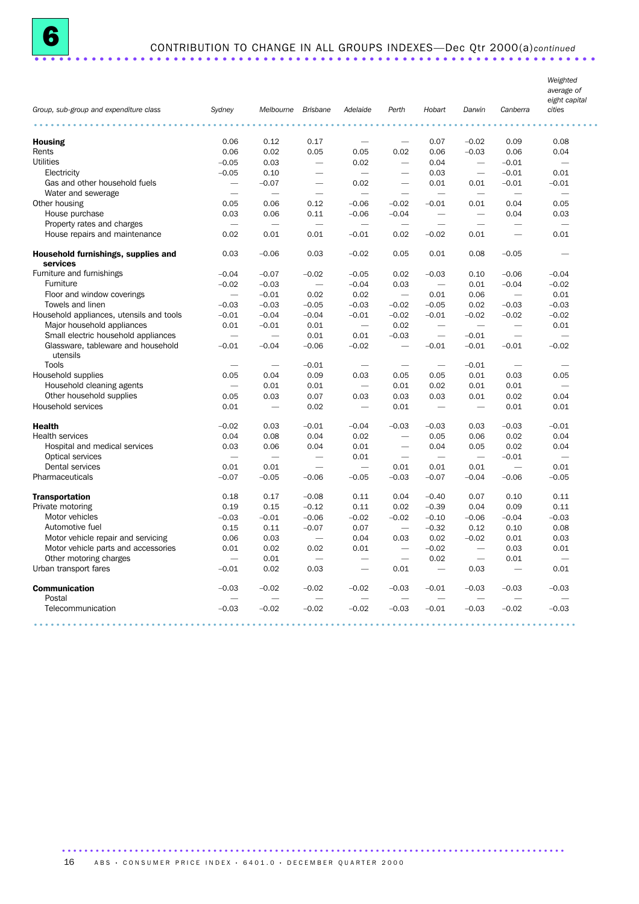## 6 CONTRIBUTION TO CHANGE IN ALL GROUPS INDEXES—Dec Qtr 2000(a) *continued*

| Group, sub-group and expenditure class | Sydney | Melbourne | Brisbane | Adelaide | Perth | Hobart | Darwin | Canberra | Weighted average of eight capital cities |
|---|---|---|---|---|---|---|---|---|---|
| **Housing** | 0.06 | 0.12 | 0.17 | — | — | 0.07 | −0.02 | 0.09 | 0.08 |
| Rents | 0.06 | 0.02 | 0.05 | 0.05 | 0.02 | 0.06 | −0.03 | 0.06 | 0.04 |
| Utilities | −0.05 | 0.03 | — | 0.02 | — | 0.04 | — | −0.01 | — |
| Electricity | −0.05 | 0.10 | — | — | — | 0.03 | — | −0.01 | 0.01 |
| Gas and other household fuels | — | −0.07 | — | 0.02 | — | 0.01 | 0.01 | −0.01 | −0.01 |
| Water and sewerage | — | — | — | — | — | — | — | — | — |
| Other housing | 0.05 | 0.06 | 0.12 | −0.06 | −0.02 | −0.01 | 0.01 | 0.04 | 0.05 |
| House purchase | 0.03 | 0.06 | 0.11 | −0.06 | −0.04 | — | — | 0.04 | 0.03 |
| Property rates and charges | — | — | — | — | — | — | — | — | — |
| House repairs and maintenance | 0.02 | 0.01 | 0.01 | −0.01 | 0.02 | −0.02 | 0.01 | — | 0.01 |
| **Household furnishings, supplies and services** | 0.03 | −0.06 | 0.03 | −0.02 | 0.05 | 0.01 | 0.08 | −0.05 | — |
| Furniture and furnishings | −0.04 | −0.07 | −0.02 | −0.05 | 0.02 | −0.03 | 0.10 | −0.06 | −0.04 |
| Furniture | −0.02 | −0.03 | — | −0.04 | 0.03 | — | 0.01 | −0.04 | −0.02 |
| Floor and window coverings | — | −0.01 | 0.02 | 0.02 | — | 0.01 | 0.06 | — | 0.01 |
| Towels and linen | −0.03 | −0.03 | −0.05 | −0.03 | −0.02 | −0.05 | 0.02 | −0.03 | −0.03 |
| Household appliances, utensils and tools | −0.01 | −0.04 | −0.04 | −0.01 | −0.02 | −0.01 | −0.02 | −0.02 | −0.02 |
| Major household appliances | 0.01 | −0.01 | 0.01 | — | 0.02 | — | — | — | 0.01 |
| Small electric household appliances | — | — | 0.01 | 0.01 | −0.03 | — | −0.01 | — | — |
| Glassware, tableware and household utensils | −0.01 | −0.04 | −0.06 | −0.02 | — | −0.01 | −0.01 | −0.01 | −0.02 |
| Tools | — | — | −0.01 | — | — | — | −0.01 | — | — |
| Household supplies | 0.05 | 0.04 | 0.09 | 0.03 | 0.05 | 0.05 | 0.01 | 0.03 | 0.05 |
| Household cleaning agents | — | 0.01 | 0.01 | — | 0.01 | 0.02 | 0.01 | 0.01 | — |
| Other household supplies | 0.05 | 0.03 | 0.07 | 0.03 | 0.03 | 0.03 | 0.01 | 0.02 | 0.04 |
| Household services | 0.01 | — | 0.02 | — | 0.01 | — | — | 0.01 | 0.01 |
| **Health** | −0.02 | 0.03 | −0.01 | −0.04 | −0.03 | −0.03 | 0.03 | −0.03 | −0.01 |
| Health services | 0.04 | 0.08 | 0.04 | 0.02 | — | 0.05 | 0.06 | 0.02 | 0.04 |
| Hospital and medical services | 0.03 | 0.06 | 0.04 | 0.01 | — | 0.04 | 0.05 | 0.02 | 0.04 |
| Optical services | — | — | — | 0.01 | — | — | — | −0.01 | — |
| Dental services | 0.01 | 0.01 | — | — | 0.01 | 0.01 | 0.01 | — | 0.01 |
| Pharmaceuticals | −0.07 | −0.05 | −0.06 | −0.05 | −0.03 | −0.07 | −0.04 | −0.06 | −0.05 |
| **Transportation** | 0.18 | 0.17 | −0.08 | 0.11 | 0.04 | −0.40 | 0.07 | 0.10 | 0.11 |
| Private motoring | 0.19 | 0.15 | −0.12 | 0.11 | 0.02 | −0.39 | 0.04 | 0.09 | 0.11 |
| Motor vehicles | −0.03 | −0.01 | −0.06 | −0.02 | −0.02 | −0.10 | −0.06 | −0.04 | −0.03 |
| Automotive fuel | 0.15 | 0.11 | −0.07 | 0.07 | — | −0.32 | 0.12 | 0.10 | 0.08 |
| Motor vehicle repair and servicing | 0.06 | 0.03 | — | 0.04 | 0.03 | 0.02 | −0.02 | 0.01 | 0.03 |
| Motor vehicle parts and accessories | 0.01 | 0.02 | 0.02 | 0.01 | — | −0.02 | — | 0.03 | 0.01 |
| Other motoring charges | — | 0.01 | — | — | — | 0.02 | — | 0.01 | — |
| Urban transport fares | −0.01 | 0.02 | 0.03 | — | 0.01 | — | 0.03 | — | 0.01 |
| **Communication** | −0.03 | −0.02 | −0.02 | −0.02 | −0.03 | −0.01 | −0.03 | −0.03 | −0.03 |
| Postal | — | — | — | — | — | — | — | — | — |
| Telecommunication | −0.03 | −0.02 | −0.02 | −0.02 | −0.03 | −0.01 | −0.03 | −0.02 | −0.03 |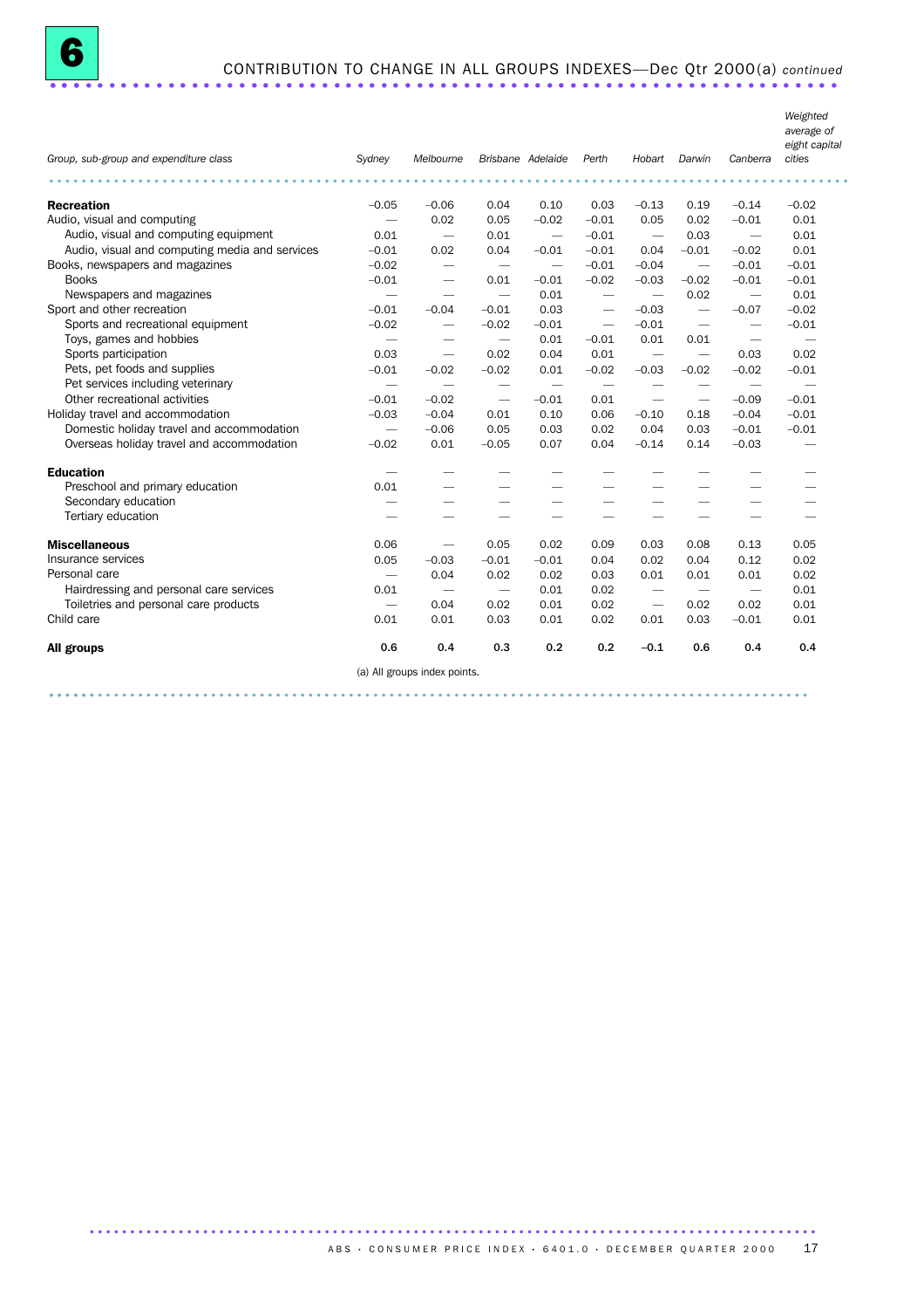# 6 CONTRIBUTION TO CHANGE IN ALL GROUPS INDEXES—Dec Qtr 2000(a) *continued*

| *Group, sub-group and expenditure class* | *Sydney* | *Melbourne* | *Brisbane* | *Adelaide* | *Perth* | *Hobart* | *Darwin* | *Canberra* | *Weighted average of eight capital cities* |
|---|---|---|---|---|---|---|---|---|---|
| **Recreation** | −0.05 | −0.06 | 0.04 | 0.10 | 0.03 | −0.13 | 0.19 | −0.14 | −0.02 |
| Audio, visual and computing | — | 0.02 | 0.05 | −0.02 | −0.01 | 0.05 | 0.02 | −0.01 | 0.01 |
| Audio, visual and computing equipment | 0.01 | — | 0.01 | — | −0.01 | — | 0.03 | — | 0.01 |
| Audio, visual and computing media and services | −0.01 | 0.02 | 0.04 | −0.01 | −0.01 | 0.04 | −0.01 | −0.02 | 0.01 |
| Books, newspapers and magazines | −0.02 | — | — | — | −0.01 | −0.04 | — | −0.01 | −0.01 |
| Books | −0.01 | — | 0.01 | −0.01 | −0.02 | −0.03 | −0.02 | −0.01 | −0.01 |
| Newspapers and magazines | — | — | — | 0.01 | — | — | 0.02 | — | 0.01 |
| Sport and other recreation | −0.01 | −0.04 | −0.01 | 0.03 | — | −0.03 | — | −0.07 | −0.02 |
| Sports and recreational equipment | −0.02 | — | −0.02 | −0.01 | — | −0.01 | — | — | −0.01 |
| Toys, games and hobbies | — | — | — | 0.01 | −0.01 | 0.01 | 0.01 | — | — |
| Sports participation | 0.03 | — | 0.02 | 0.04 | 0.01 | — | — | 0.03 | 0.02 |
| Pets, pet foods and supplies | −0.01 | −0.02 | −0.02 | 0.01 | −0.02 | −0.03 | −0.02 | −0.02 | −0.01 |
| Pet services including veterinary | — | — | — | — | — | — | — | — | — |
| Other recreational activities | −0.01 | −0.02 | — | −0.01 | 0.01 | — | — | −0.09 | −0.01 |
| Holiday travel and accommodation | −0.03 | −0.04 | 0.01 | 0.10 | 0.06 | −0.10 | 0.18 | −0.04 | −0.01 |
| Domestic holiday travel and accommodation | — | −0.06 | 0.05 | 0.03 | 0.02 | 0.04 | 0.03 | −0.01 | −0.01 |
| Overseas holiday travel and accommodation | −0.02 | 0.01 | −0.05 | 0.07 | 0.04 | −0.14 | 0.14 | −0.03 | — |
| **Education** | — | — | — | — | — | — | — | — | — |
| Preschool and primary education | 0.01 | — | — | — | — | — | — | — | — |
| Secondary education | — | — | — | — | — | — | — | — | — |
| Tertiary education | — | — | — | — | — | — | — | — | — |
| **Miscellaneous** | 0.06 | — | 0.05 | 0.02 | 0.09 | 0.03 | 0.08 | 0.13 | 0.05 |
| Insurance services | 0.05 | −0.03 | −0.01 | −0.01 | 0.04 | 0.02 | 0.04 | 0.12 | 0.02 |
| Personal care | — | 0.04 | 0.02 | 0.02 | 0.03 | 0.01 | 0.01 | 0.01 | 0.02 |
| Hairdressing and personal care services | 0.01 | — | — | 0.01 | 0.02 | — | — | — | 0.01 |
| Toiletries and personal care products | — | 0.04 | 0.02 | 0.01 | 0.02 | — | 0.02 | 0.02 | 0.01 |
| Child care | 0.01 | 0.01 | 0.03 | 0.01 | 0.02 | 0.01 | 0.03 | −0.01 | 0.01 |
| **All groups** | **0.6** | **0.4** | **0.3** | **0.2** | **0.2** | **−0.1** | **0.6** | **0.4** | **0.4** |

(a) All groups index points.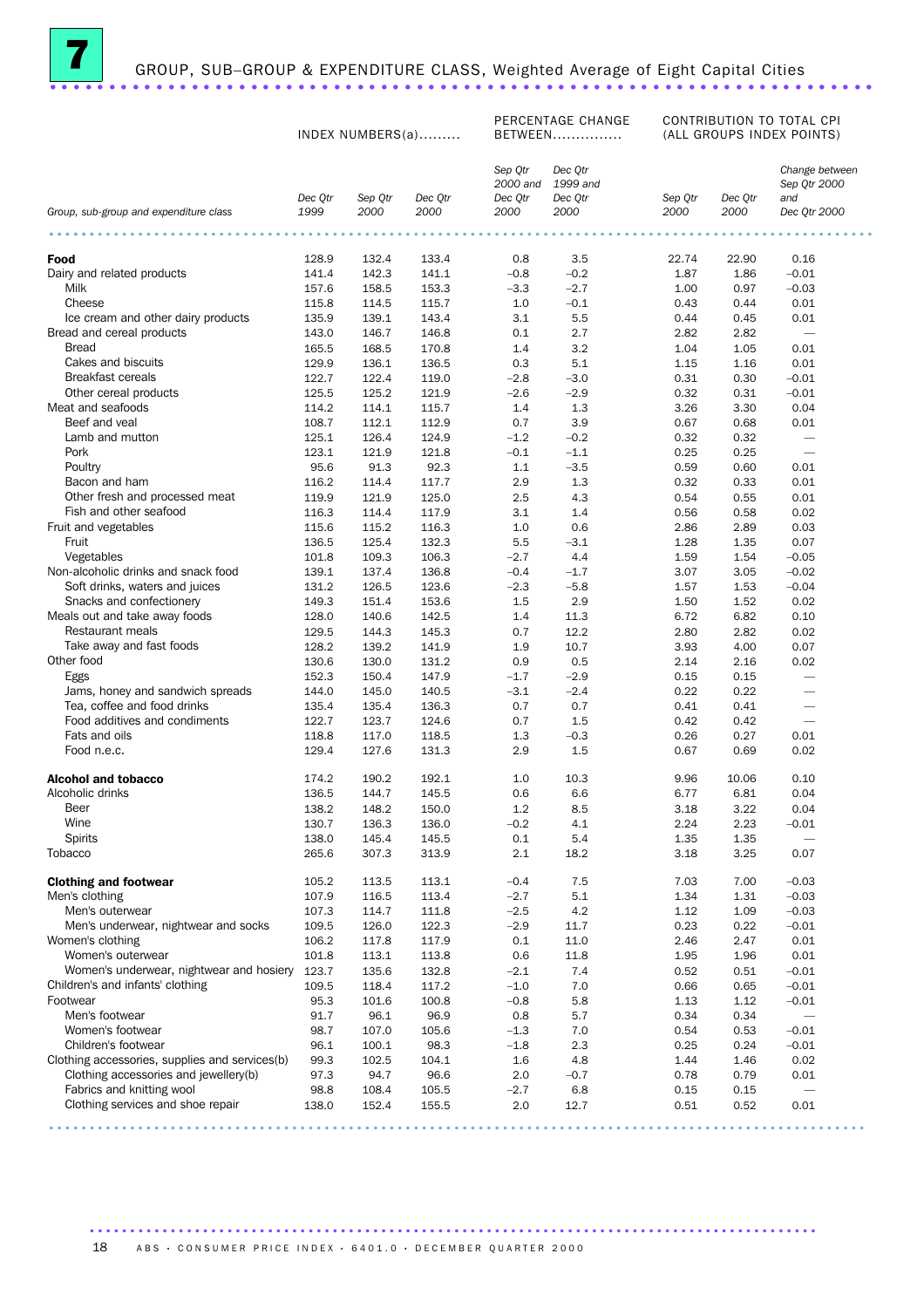# 7 GROUP, SUB–GROUP & EXPENDITURE CLASS, Weighted Average of Eight Capital Cities

| Group, sub-group and expenditure class | INDEX NUMBERS(a)......... | | | PERCENTAGE CHANGE BETWEEN............... | | CONTRIBUTION TO TOTAL CPI (ALL GROUPS INDEX POINTS) | | |
|---|---|---|---|---|---|---|---|---|
| | Dec Qtr 1999 | Sep Qtr 2000 | Dec Qtr 2000 | Sep Qtr 2000 and Dec Qtr 2000 | Dec Qtr 1999 and Dec Qtr 2000 | Sep Qtr 2000 | Dec Qtr 2000 | Change between Sep Qtr 2000 and Dec Qtr 2000 |
| **Food** | 128.9 | 132.4 | 133.4 | 0.8 | 3.5 | 22.74 | 22.90 | 0.16 |
| Dairy and related products | 141.4 | 142.3 | 141.1 | –0.8 | –0.2 | 1.87 | 1.86 | –0.01 |
| Milk | 157.6 | 158.5 | 153.3 | –3.3 | –2.7 | 1.00 | 0.97 | –0.03 |
| Cheese | 115.8 | 114.5 | 115.7 | 1.0 | –0.1 | 0.43 | 0.44 | 0.01 |
| Ice cream and other dairy products | 135.9 | 139.1 | 143.4 | 3.1 | 5.5 | 0.44 | 0.45 | 0.01 |
| Bread and cereal products | 143.0 | 146.7 | 146.8 | 0.1 | 2.7 | 2.82 | 2.82 | — |
| Bread | 165.5 | 168.5 | 170.8 | 1.4 | 3.2 | 1.04 | 1.05 | 0.01 |
| Cakes and biscuits | 129.9 | 136.1 | 136.5 | 0.3 | 5.1 | 1.15 | 1.16 | 0.01 |
| Breakfast cereals | 122.7 | 122.4 | 119.0 | –2.8 | –3.0 | 0.31 | 0.30 | –0.01 |
| Other cereal products | 125.5 | 125.2 | 121.9 | –2.6 | –2.9 | 0.32 | 0.31 | –0.01 |
| Meat and seafoods | 114.2 | 114.1 | 115.7 | 1.4 | 1.3 | 3.26 | 3.30 | 0.04 |
| Beef and veal | 108.7 | 112.1 | 112.9 | 0.7 | 3.9 | 0.67 | 0.68 | 0.01 |
| Lamb and mutton | 125.1 | 126.4 | 124.9 | –1.2 | –0.2 | 0.32 | 0.32 | — |
| Pork | 123.1 | 121.9 | 121.8 | –0.1 | –1.1 | 0.25 | 0.25 | — |
| Poultry | 95.6 | 91.3 | 92.3 | 1.1 | –3.5 | 0.59 | 0.60 | 0.01 |
| Bacon and ham | 116.2 | 114.4 | 117.7 | 2.9 | 1.3 | 0.32 | 0.33 | 0.01 |
| Other fresh and processed meat | 119.9 | 121.9 | 125.0 | 2.5 | 4.3 | 0.54 | 0.55 | 0.01 |
| Fish and other seafood | 116.3 | 114.4 | 117.9 | 3.1 | 1.4 | 0.56 | 0.58 | 0.02 |
| Fruit and vegetables | 115.6 | 115.2 | 116.3 | 1.0 | 0.6 | 2.86 | 2.89 | 0.03 |
| Fruit | 136.5 | 125.4 | 132.3 | 5.5 | –3.1 | 1.28 | 1.35 | 0.07 |
| Vegetables | 101.8 | 109.3 | 106.3 | –2.7 | 4.4 | 1.59 | 1.54 | –0.05 |
| Non-alcoholic drinks and snack food | 139.1 | 137.4 | 136.8 | –0.4 | –1.7 | 3.07 | 3.05 | –0.02 |
| Soft drinks, waters and juices | 131.2 | 126.5 | 123.6 | –2.3 | –5.8 | 1.57 | 1.53 | –0.04 |
| Snacks and confectionery | 149.3 | 151.4 | 153.6 | 1.5 | 2.9 | 1.50 | 1.52 | 0.02 |
| Meals out and take away foods | 128.0 | 140.6 | 142.5 | 1.4 | 11.3 | 6.72 | 6.82 | 0.10 |
| Restaurant meals | 129.5 | 144.3 | 145.3 | 0.7 | 12.2 | 2.80 | 2.82 | 0.02 |
| Take away and fast foods | 128.2 | 139.2 | 141.9 | 1.9 | 10.7 | 3.93 | 4.00 | 0.07 |
| Other food | 130.6 | 130.0 | 131.2 | 0.9 | 0.5 | 2.14 | 2.16 | 0.02 |
| Eggs | 152.3 | 150.4 | 147.9 | –1.7 | –2.9 | 0.15 | 0.15 | — |
| Jams, honey and sandwich spreads | 144.0 | 145.0 | 140.5 | –3.1 | –2.4 | 0.22 | 0.22 | — |
| Tea, coffee and food drinks | 135.4 | 135.4 | 136.3 | 0.7 | 0.7 | 0.41 | 0.41 | — |
| Food additives and condiments | 122.7 | 123.7 | 124.6 | 0.7 | 1.5 | 0.42 | 0.42 | — |
| Fats and oils | 118.8 | 117.0 | 118.5 | 1.3 | –0.3 | 0.26 | 0.27 | 0.01 |
| Food n.e.c. | 129.4 | 127.6 | 131.3 | 2.9 | 1.5 | 0.67 | 0.69 | 0.02 |
| **Alcohol and tobacco** | 174.2 | 190.2 | 192.1 | 1.0 | 10.3 | 9.96 | 10.06 | 0.10 |
| Alcoholic drinks | 136.5 | 144.7 | 145.5 | 0.6 | 6.6 | 6.77 | 6.81 | 0.04 |
| Beer | 138.2 | 148.2 | 150.0 | 1.2 | 8.5 | 3.18 | 3.22 | 0.04 |
| Wine | 130.7 | 136.3 | 136.0 | –0.2 | 4.1 | 2.24 | 2.23 | –0.01 |
| Spirits | 138.0 | 145.4 | 145.5 | 0.1 | 5.4 | 1.35 | 1.35 | — |
| Tobacco | 265.6 | 307.3 | 313.9 | 2.1 | 18.2 | 3.18 | 3.25 | 0.07 |
| **Clothing and footwear** | 105.2 | 113.5 | 113.1 | –0.4 | 7.5 | 7.03 | 7.00 | –0.03 |
| Men's clothing | 107.9 | 116.5 | 113.4 | –2.7 | 5.1 | 1.34 | 1.31 | –0.03 |
| Men's outerwear | 107.3 | 114.7 | 111.8 | –2.5 | 4.2 | 1.12 | 1.09 | –0.03 |
| Men's underwear, nightwear and socks | 109.5 | 126.0 | 122.3 | –2.9 | 11.7 | 0.23 | 0.22 | –0.01 |
| Women's clothing | 106.2 | 117.8 | 117.9 | 0.1 | 11.0 | 2.46 | 2.47 | 0.01 |
| Women's outerwear | 101.8 | 113.1 | 113.8 | 0.6 | 11.8 | 1.95 | 1.96 | 0.01 |
| Women's underwear, nightwear and hosiery | 123.7 | 135.6 | 132.8 | –2.1 | 7.4 | 0.52 | 0.51 | –0.01 |
| Children's and infants' clothing | 109.5 | 118.4 | 117.2 | –1.0 | 7.0 | 0.66 | 0.65 | –0.01 |
| Footwear | 95.3 | 101.6 | 100.8 | –0.8 | 5.8 | 1.13 | 1.12 | –0.01 |
| Men's footwear | 91.7 | 96.1 | 96.9 | 0.8 | 5.7 | 0.34 | 0.34 | — |
| Women's footwear | 98.7 | 107.0 | 105.6 | –1.3 | 7.0 | 0.54 | 0.53 | –0.01 |
| Children's footwear | 96.1 | 100.1 | 98.3 | –1.8 | 2.3 | 0.25 | 0.24 | –0.01 |
| Clothing accessories, supplies and services(b) | 99.3 | 102.5 | 104.1 | 1.6 | 4.8 | 1.44 | 1.46 | 0.02 |
| Clothing accessories and jewellery(b) | 97.3 | 94.7 | 96.6 | 2.0 | –0.7 | 0.78 | 0.79 | 0.01 |
| Fabrics and knitting wool | 98.8 | 108.4 | 105.5 | –2.7 | 6.8 | 0.15 | 0.15 | — |
| Clothing services and shoe repair | 138.0 | 152.4 | 155.5 | 2.0 | 12.7 | 0.51 | 0.52 | 0.01 |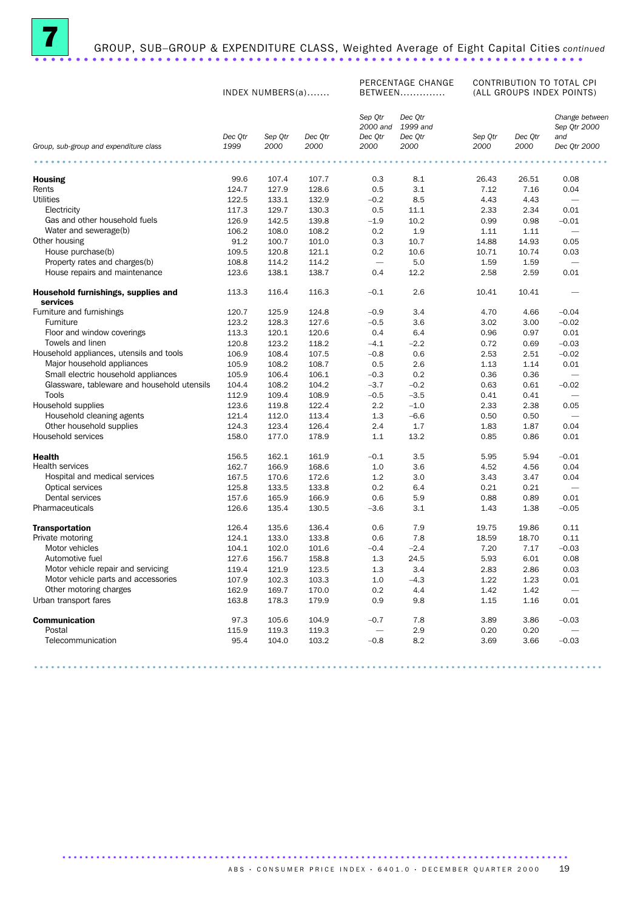# 7 GROUP, SUB–GROUP & EXPENDITURE CLASS, Weighted Average of Eight Capital Cities *continued*

| Group, sub-group and expenditure class | INDEX NUMBERS(a)....... | | | PERCENTAGE CHANGE BETWEEN.............. | | CONTRIBUTION TO TOTAL CPI (ALL GROUPS INDEX POINTS) | | |
|---|---|---|---|---|---|---|---|---|
| | *Dec Qtr 1999* | *Sep Qtr 2000* | *Dec Qtr 2000* | *Sep Qtr 2000 and Dec Qtr 2000* | *Dec Qtr 1999 and Dec Qtr 2000* | *Sep Qtr 2000* | *Dec Qtr 2000* | *Change between Sep Qtr 2000 and Dec Qtr 2000* |
| **Housing** | 99.6 | 107.4 | 107.7 | 0.3 | 8.1 | 26.43 | 26.51 | 0.08 |
| Rents | 124.7 | 127.9 | 128.6 | 0.5 | 3.1 | 7.12 | 7.16 | 0.04 |
| Utilities | 122.5 | 133.1 | 132.9 | –0.2 | 8.5 | 4.43 | 4.43 | — |
| Electricity | 117.3 | 129.7 | 130.3 | 0.5 | 11.1 | 2.33 | 2.34 | 0.01 |
| Gas and other household fuels | 126.9 | 142.5 | 139.8 | –1.9 | 10.2 | 0.99 | 0.98 | –0.01 |
| Water and sewerage(b) | 106.2 | 108.0 | 108.2 | 0.2 | 1.9 | 1.11 | 1.11 | — |
| Other housing | 91.2 | 100.7 | 101.0 | 0.3 | 10.7 | 14.88 | 14.93 | 0.05 |
| House purchase(b) | 109.5 | 120.8 | 121.1 | 0.2 | 10.6 | 10.71 | 10.74 | 0.03 |
| Property rates and charges(b) | 108.8 | 114.2 | 114.2 | — | 5.0 | 1.59 | 1.59 | — |
| House repairs and maintenance | 123.6 | 138.1 | 138.7 | 0.4 | 12.2 | 2.58 | 2.59 | 0.01 |
| **Household furnishings, supplies and services** | 113.3 | 116.4 | 116.3 | –0.1 | 2.6 | 10.41 | 10.41 | — |
| Furniture and furnishings | 120.7 | 125.9 | 124.8 | –0.9 | 3.4 | 4.70 | 4.66 | –0.04 |
| Furniture | 123.2 | 128.3 | 127.6 | –0.5 | 3.6 | 3.02 | 3.00 | –0.02 |
| Floor and window coverings | 113.3 | 120.1 | 120.6 | 0.4 | 6.4 | 0.96 | 0.97 | 0.01 |
| Towels and linen | 120.8 | 123.2 | 118.2 | –4.1 | –2.2 | 0.72 | 0.69 | –0.03 |
| Household appliances, utensils and tools | 106.9 | 108.4 | 107.5 | –0.8 | 0.6 | 2.53 | 2.51 | –0.02 |
| Major household appliances | 105.9 | 108.2 | 108.7 | 0.5 | 2.6 | 1.13 | 1.14 | 0.01 |
| Small electric household appliances | 105.9 | 106.4 | 106.1 | –0.3 | 0.2 | 0.36 | 0.36 | — |
| Glassware, tableware and household utensils | 104.4 | 108.2 | 104.2 | –3.7 | –0.2 | 0.63 | 0.61 | –0.02 |
| Tools | 112.9 | 109.4 | 108.9 | –0.5 | –3.5 | 0.41 | 0.41 | — |
| Household supplies | 123.6 | 119.8 | 122.4 | 2.2 | –1.0 | 2.33 | 2.38 | 0.05 |
| Household cleaning agents | 121.4 | 112.0 | 113.4 | 1.3 | –6.6 | 0.50 | 0.50 | — |
| Other household supplies | 124.3 | 123.4 | 126.4 | 2.4 | 1.7 | 1.83 | 1.87 | 0.04 |
| Household services | 158.0 | 177.0 | 178.9 | 1.1 | 13.2 | 0.85 | 0.86 | 0.01 |
| **Health** | 156.5 | 162.1 | 161.9 | –0.1 | 3.5 | 5.95 | 5.94 | –0.01 |
| Health services | 162.7 | 166.9 | 168.6 | 1.0 | 3.6 | 4.52 | 4.56 | 0.04 |
| Hospital and medical services | 167.5 | 170.6 | 172.6 | 1.2 | 3.0 | 3.43 | 3.47 | 0.04 |
| Optical services | 125.8 | 133.5 | 133.8 | 0.2 | 6.4 | 0.21 | 0.21 | — |
| Dental services | 157.6 | 165.9 | 166.9 | 0.6 | 5.9 | 0.88 | 0.89 | 0.01 |
| Pharmaceuticals | 126.6 | 135.4 | 130.5 | –3.6 | 3.1 | 1.43 | 1.38 | –0.05 |
| **Transportation** | 126.4 | 135.6 | 136.4 | 0.6 | 7.9 | 19.75 | 19.86 | 0.11 |
| Private motoring | 124.1 | 133.0 | 133.8 | 0.6 | 7.8 | 18.59 | 18.70 | 0.11 |
| Motor vehicles | 104.1 | 102.0 | 101.6 | –0.4 | –2.4 | 7.20 | 7.17 | –0.03 |
| Automotive fuel | 127.6 | 156.7 | 158.8 | 1.3 | 24.5 | 5.93 | 6.01 | 0.08 |
| Motor vehicle repair and servicing | 119.4 | 121.9 | 123.5 | 1.3 | 3.4 | 2.83 | 2.86 | 0.03 |
| Motor vehicle parts and accessories | 107.9 | 102.3 | 103.3 | 1.0 | –4.3 | 1.22 | 1.23 | 0.01 |
| Other motoring charges | 162.9 | 169.7 | 170.0 | 0.2 | 4.4 | 1.42 | 1.42 | — |
| Urban transport fares | 163.8 | 178.3 | 179.9 | 0.9 | 9.8 | 1.15 | 1.16 | 0.01 |
| **Communication** | 97.3 | 105.6 | 104.9 | –0.7 | 7.8 | 3.89 | 3.86 | –0.03 |
| Postal | 115.9 | 119.3 | 119.3 | — | 2.9 | 0.20 | 0.20 | — |
| Telecommunication | 95.4 | 104.0 | 103.2 | –0.8 | 8.2 | 3.69 | 3.66 | –0.03 |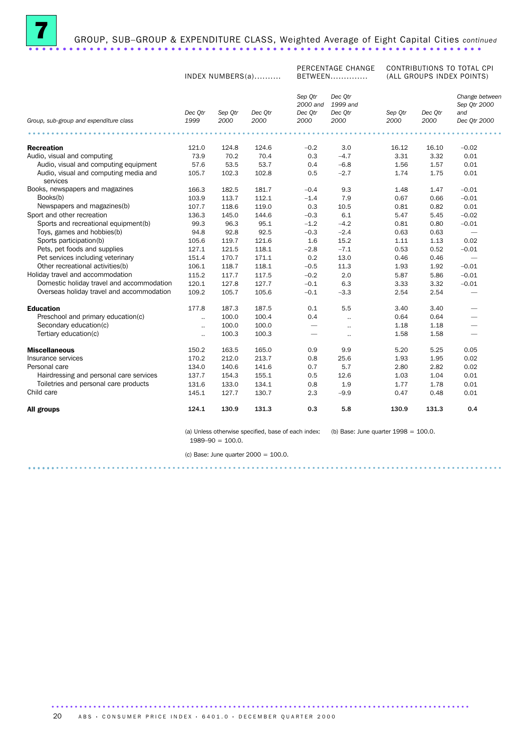# 7 GROUP, SUB–GROUP & EXPENDITURE CLASS, Weighted Average of Eight Capital Cities *continued*

| | INDEX NUMBERS(a).......... | | | PERCENTAGE CHANGE BETWEEN.............. | | CONTRIBUTIONS TO TOTAL CPI (ALL GROUPS INDEX POINTS) | | |
|---|---|---|---|---|---|---|---|---|
| Group, sub-group and expenditure class | Dec Qtr 1999 | Sep Qtr 2000 | Dec Qtr 2000 | Sep Qtr 2000 and Dec Qtr 2000 | Dec Qtr 1999 and Dec Qtr 2000 | Sep Qtr 2000 | Dec Qtr 2000 | Change between Sep Qtr 2000 and Dec Qtr 2000 |
| **Recreation** | 121.0 | 124.8 | 124.6 | −0.2 | 3.0 | 16.12 | 16.10 | −0.02 |
| Audio, visual and computing | 73.9 | 70.2 | 70.4 | 0.3 | −4.7 | 3.31 | 3.32 | 0.01 |
| Audio, visual and computing equipment | 57.6 | 53.5 | 53.7 | 0.4 | −6.8 | 1.56 | 1.57 | 0.01 |
| Audio, visual and computing media and services | 105.7 | 102.3 | 102.8 | 0.5 | −2.7 | 1.74 | 1.75 | 0.01 |
| Books, newspapers and magazines | 166.3 | 182.5 | 181.7 | −0.4 | 9.3 | 1.48 | 1.47 | −0.01 |
| Books(b) | 103.9 | 113.7 | 112.1 | −1.4 | 7.9 | 0.67 | 0.66 | −0.01 |
| Newspapers and magazines(b) | 107.7 | 118.6 | 119.0 | 0.3 | 10.5 | 0.81 | 0.82 | 0.01 |
| Sport and other recreation | 136.3 | 145.0 | 144.6 | −0.3 | 6.1 | 5.47 | 5.45 | −0.02 |
| Sports and recreational equipment(b) | 99.3 | 96.3 | 95.1 | −1.2 | −4.2 | 0.81 | 0.80 | −0.01 |
| Toys, games and hobbies(b) | 94.8 | 92.8 | 92.5 | −0.3 | −2.4 | 0.63 | 0.63 | — |
| Sports participation(b) | 105.6 | 119.7 | 121.6 | 1.6 | 15.2 | 1.11 | 1.13 | 0.02 |
| Pets, pet foods and supplies | 127.1 | 121.5 | 118.1 | −2.8 | −7.1 | 0.53 | 0.52 | −0.01 |
| Pet services including veterinary | 151.4 | 170.7 | 171.1 | 0.2 | 13.0 | 0.46 | 0.46 | — |
| Other recreational activities(b) | 106.1 | 118.7 | 118.1 | −0.5 | 11.3 | 1.93 | 1.92 | −0.01 |
| Holiday travel and accommodation | 115.2 | 117.7 | 117.5 | −0.2 | 2.0 | 5.87 | 5.86 | −0.01 |
| Domestic holiday travel and accommodation | 120.1 | 127.8 | 127.7 | −0.1 | 6.3 | 3.33 | 3.32 | −0.01 |
| Overseas holiday travel and accommodation | 109.2 | 105.7 | 105.6 | −0.1 | −3.3 | 2.54 | 2.54 | — |
| **Education** | 177.8 | 187.3 | 187.5 | 0.1 | 5.5 | 3.40 | 3.40 | — |
| Preschool and primary education(c) | .. | 100.0 | 100.4 | 0.4 | .. | 0.64 | 0.64 | — |
| Secondary education(c) | .. | 100.0 | 100.0 | — | .. | 1.18 | 1.18 | — |
| Tertiary education(c) | .. | 100.3 | 100.3 | — | .. | 1.58 | 1.58 | — |
| **Miscellaneous** | 150.2 | 163.5 | 165.0 | 0.9 | 9.9 | 5.20 | 5.25 | 0.05 |
| Insurance services | 170.2 | 212.0 | 213.7 | 0.8 | 25.6 | 1.93 | 1.95 | 0.02 |
| Personal care | 134.0 | 140.6 | 141.6 | 0.7 | 5.7 | 2.80 | 2.82 | 0.02 |
| Hairdressing and personal care services | 137.7 | 154.3 | 155.1 | 0.5 | 12.6 | 1.03 | 1.04 | 0.01 |
| Toiletries and personal care products | 131.6 | 133.0 | 134.1 | 0.8 | 1.9 | 1.77 | 1.78 | 0.01 |
| Child care | 145.1 | 127.7 | 130.7 | 2.3 | −9.9 | 0.47 | 0.48 | 0.01 |
| **All groups** | **124.1** | **130.9** | **131.3** | **0.3** | **5.8** | **130.9** | **131.3** | **0.4** |

(a) Unless otherwise specified, base of each index: 1989–90 = 100.0.

(b) Base: June quarter 1998 = 100.0.

(c) Base: June quarter 2000 = 100.0.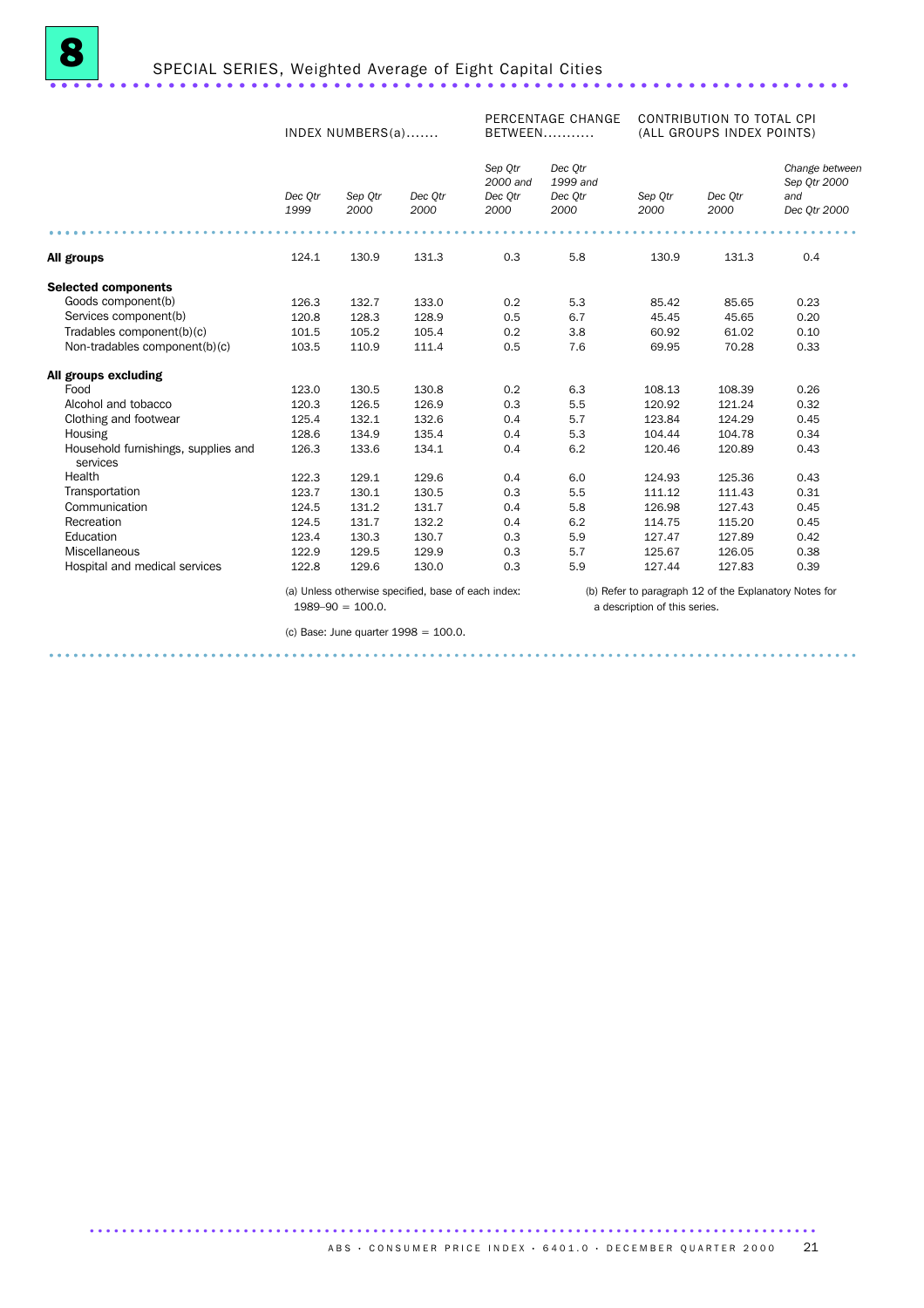# 8 SPECIAL SERIES, Weighted Average of Eight Capital Cities

| | INDEX NUMBERS(a)....... | | | PERCENTAGE CHANGE BETWEEN........... | | CONTRIBUTION TO TOTAL CPI (ALL GROUPS INDEX POINTS) | | |
|---|---|---|---|---|---|---|---|---|
| | *Dec Qtr 1999* | *Sep Qtr 2000* | *Dec Qtr 2000* | *Sep Qtr 2000 and Dec Qtr 2000* | *Dec Qtr 1999 and Dec Qtr 2000* | *Sep Qtr 2000* | *Dec Qtr 2000* | *Change between Sep Qtr 2000 and Dec Qtr 2000* |
| **All groups** | 124.1 | 130.9 | 131.3 | 0.3 | 5.8 | 130.9 | 131.3 | 0.4 |
| **Selected components** | | | | | | | | |
| Goods component(b) | 126.3 | 132.7 | 133.0 | 0.2 | 5.3 | 85.42 | 85.65 | 0.23 |
| Services component(b) | 120.8 | 128.3 | 128.9 | 0.5 | 6.7 | 45.45 | 45.65 | 0.20 |
| Tradables component(b)(c) | 101.5 | 105.2 | 105.4 | 0.2 | 3.8 | 60.92 | 61.02 | 0.10 |
| Non-tradables component(b)(c) | 103.5 | 110.9 | 111.4 | 0.5 | 7.6 | 69.95 | 70.28 | 0.33 |
| **All groups excluding** | | | | | | | | |
| Food | 123.0 | 130.5 | 130.8 | 0.2 | 6.3 | 108.13 | 108.39 | 0.26 |
| Alcohol and tobacco | 120.3 | 126.5 | 126.9 | 0.3 | 5.5 | 120.92 | 121.24 | 0.32 |
| Clothing and footwear | 125.4 | 132.1 | 132.6 | 0.4 | 5.7 | 123.84 | 124.29 | 0.45 |
| Housing | 128.6 | 134.9 | 135.4 | 0.4 | 5.3 | 104.44 | 104.78 | 0.34 |
| Household furnishings, supplies and services | 126.3 | 133.6 | 134.1 | 0.4 | 6.2 | 120.46 | 120.89 | 0.43 |
| Health | 122.3 | 129.1 | 129.6 | 0.4 | 6.0 | 124.93 | 125.36 | 0.43 |
| Transportation | 123.7 | 130.1 | 130.5 | 0.3 | 5.5 | 111.12 | 111.43 | 0.31 |
| Communication | 124.5 | 131.2 | 131.7 | 0.4 | 5.8 | 126.98 | 127.43 | 0.45 |
| Recreation | 124.5 | 131.7 | 132.2 | 0.4 | 6.2 | 114.75 | 115.20 | 0.45 |
| Education | 123.4 | 130.3 | 130.7 | 0.3 | 5.9 | 127.47 | 127.89 | 0.42 |
| Miscellaneous | 122.9 | 129.5 | 129.9 | 0.3 | 5.7 | 125.67 | 126.05 | 0.38 |
| Hospital and medical services | 122.8 | 129.6 | 130.0 | 0.3 | 5.9 | 127.44 | 127.83 | 0.39 |

(a) Unless otherwise specified, base of each index: 1989–90 = 100.0.

(b) Refer to paragraph 12 of the Explanatory Notes for a description of this series.

(c) Base: June quarter 1998 = 100.0.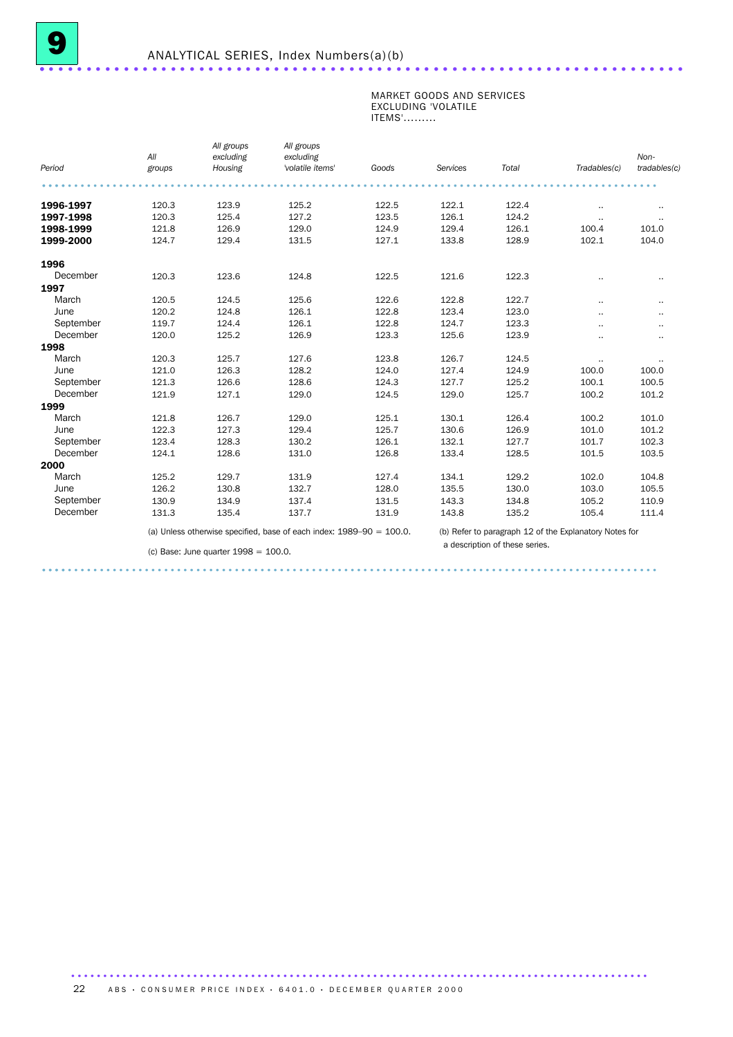# 9 ANALYTICAL SERIES, Index Numbers(a)(b)

| Period | All groups | All groups excluding Housing | All groups excluding 'volatile items' | MARKET GOODS AND SERVICES EXCLUDING 'VOLATILE ITEMS'......... Goods | Services | Total | Tradables(c) | Non-tradables(c) |
|---|---|---|---|---|---|---|---|---|
| **1996-1997** | 120.3 | 123.9 | 125.2 | 122.5 | 122.1 | 122.4 | .. | .. |
| **1997-1998** | 120.3 | 125.4 | 127.2 | 123.5 | 126.1 | 124.2 | .. | .. |
| **1998-1999** | 121.8 | 126.9 | 129.0 | 124.9 | 129.4 | 126.1 | 100.4 | 101.0 |
| **1999-2000** | 124.7 | 129.4 | 131.5 | 127.1 | 133.8 | 128.9 | 102.1 | 104.0 |
| **1996** | | | | | | | | |
| December | 120.3 | 123.6 | 124.8 | 122.5 | 121.6 | 122.3 | .. | .. |
| **1997** | | | | | | | | |
| March | 120.5 | 124.5 | 125.6 | 122.6 | 122.8 | 122.7 | .. | .. |
| June | 120.2 | 124.8 | 126.1 | 122.8 | 123.4 | 123.0 | .. | .. |
| September | 119.7 | 124.4 | 126.1 | 122.8 | 124.7 | 123.3 | .. | .. |
| December | 120.0 | 125.2 | 126.9 | 123.3 | 125.6 | 123.9 | .. | .. |
| **1998** | | | | | | | | |
| March | 120.3 | 125.7 | 127.6 | 123.8 | 126.7 | 124.5 | .. | .. |
| June | 121.0 | 126.3 | 128.2 | 124.0 | 127.4 | 124.9 | 100.0 | 100.0 |
| September | 121.3 | 126.6 | 128.6 | 124.3 | 127.7 | 125.2 | 100.1 | 100.5 |
| December | 121.9 | 127.1 | 129.0 | 124.5 | 129.0 | 125.7 | 100.2 | 101.2 |
| **1999** | | | | | | | | |
| March | 121.8 | 126.7 | 129.0 | 125.1 | 130.1 | 126.4 | 100.2 | 101.0 |
| June | 122.3 | 127.3 | 129.4 | 125.7 | 130.6 | 126.9 | 101.0 | 101.2 |
| September | 123.4 | 128.3 | 130.2 | 126.1 | 132.1 | 127.7 | 101.7 | 102.3 |
| December | 124.1 | 128.6 | 131.0 | 126.8 | 133.4 | 128.5 | 101.5 | 103.5 |
| **2000** | | | | | | | | |
| March | 125.2 | 129.7 | 131.9 | 127.4 | 134.1 | 129.2 | 102.0 | 104.8 |
| June | 126.2 | 130.8 | 132.7 | 128.0 | 135.5 | 130.0 | 103.0 | 105.5 |
| September | 130.9 | 134.9 | 137.4 | 131.5 | 143.3 | 134.8 | 105.2 | 110.9 |
| December | 131.3 | 135.4 | 137.7 | 131.9 | 143.8 | 135.2 | 105.4 | 111.4 |

(a) Unless otherwise specified, base of each index: 1989–90 = 100.0.

(b) Refer to paragraph 12 of the Explanatory Notes for a description of these series.

(c) Base: June quarter 1998 = 100.0.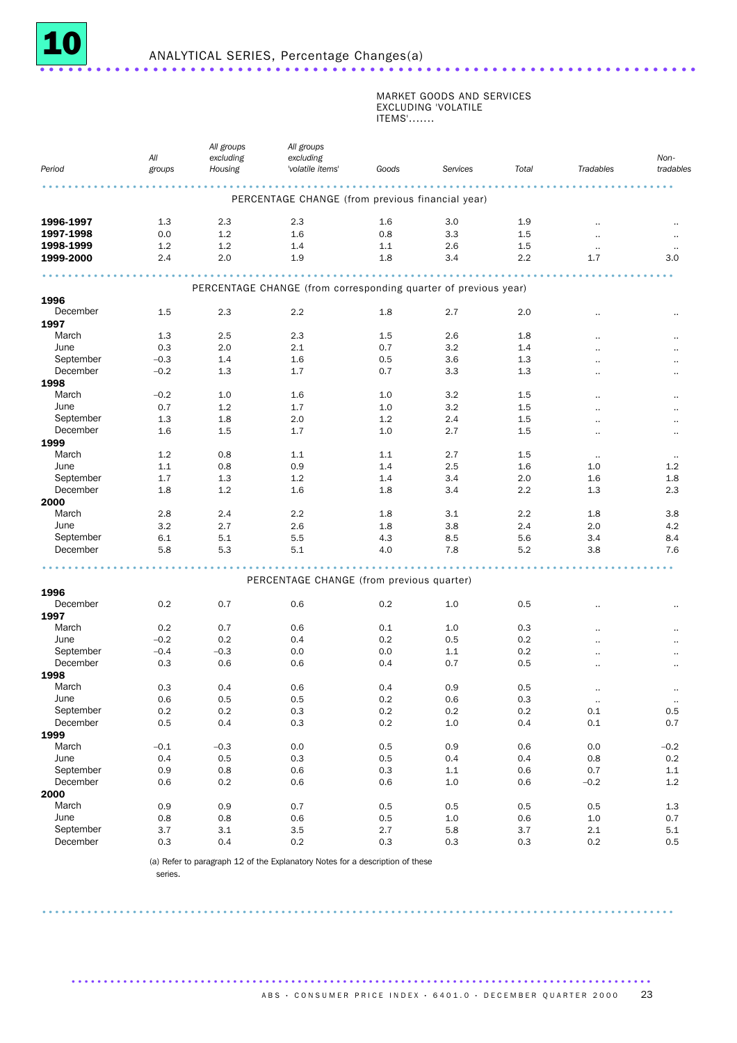# 10 ANALYTICAL SERIES, Percentage Changes(a)

| Period | All groups | All groups excluding Housing | All groups excluding 'volatile items' | MARKET GOODS AND SERVICES EXCLUDING 'VOLATILE ITEMS'....... Goods | Services | Total | Tradables | Non-tradables |
|---|---|---|---|---|---|---|---|---|
| **PERCENTAGE CHANGE (from previous financial year)** | | | | | | | | |
| **1996-1997** | 1.3 | 2.3 | 2.3 | 1.6 | 3.0 | 1.9 | .. | .. |
| **1997-1998** | 0.0 | 1.2 | 1.6 | 0.8 | 3.3 | 1.5 | .. | .. |
| **1998-1999** | 1.2 | 1.2 | 1.4 | 1.1 | 2.6 | 1.5 | .. | .. |
| **1999-2000** | 2.4 | 2.0 | 1.9 | 1.8 | 3.4 | 2.2 | 1.7 | 3.0 |
| **PERCENTAGE CHANGE (from corresponding quarter of previous year)** | | | | | | | | |
| **1996** | | | | | | | | |
| December | 1.5 | 2.3 | 2.2 | 1.8 | 2.7 | 2.0 | .. | .. |
| **1997** | | | | | | | | |
| March | 1.3 | 2.5 | 2.3 | 1.5 | 2.6 | 1.8 | .. | .. |
| June | 0.3 | 2.0 | 2.1 | 0.7 | 3.2 | 1.4 | .. | .. |
| September | –0.3 | 1.4 | 1.6 | 0.5 | 3.6 | 1.3 | .. | .. |
| December | –0.2 | 1.3 | 1.7 | 0.7 | 3.3 | 1.3 | .. | .. |
| **1998** | | | | | | | | |
| March | –0.2 | 1.0 | 1.6 | 1.0 | 3.2 | 1.5 | .. | .. |
| June | 0.7 | 1.2 | 1.7 | 1.0 | 3.2 | 1.5 | .. | .. |
| September | 1.3 | 1.8 | 2.0 | 1.2 | 2.4 | 1.5 | .. | .. |
| December | 1.6 | 1.5 | 1.7 | 1.0 | 2.7 | 1.5 | .. | .. |
| **1999** | | | | | | | | |
| March | 1.2 | 0.8 | 1.1 | 1.1 | 2.7 | 1.5 | .. | .. |
| June | 1.1 | 0.8 | 0.9 | 1.4 | 2.5 | 1.6 | 1.0 | 1.2 |
| September | 1.7 | 1.3 | 1.2 | 1.4 | 3.4 | 2.0 | 1.6 | 1.8 |
| December | 1.8 | 1.2 | 1.6 | 1.8 | 3.4 | 2.2 | 1.3 | 2.3 |
| **2000** | | | | | | | | |
| March | 2.8 | 2.4 | 2.2 | 1.8 | 3.1 | 2.2 | 1.8 | 3.8 |
| June | 3.2 | 2.7 | 2.6 | 1.8 | 3.8 | 2.4 | 2.0 | 4.2 |
| September | 6.1 | 5.1 | 5.5 | 4.3 | 8.5 | 5.6 | 3.4 | 8.4 |
| December | 5.8 | 5.3 | 5.1 | 4.0 | 7.8 | 5.2 | 3.8 | 7.6 |
| **PERCENTAGE CHANGE (from previous quarter)** | | | | | | | | |
| **1996** | | | | | | | | |
| December | 0.2 | 0.7 | 0.6 | 0.2 | 1.0 | 0.5 | .. | .. |
| **1997** | | | | | | | | |
| March | 0.2 | 0.7 | 0.6 | 0.1 | 1.0 | 0.3 | .. | .. |
| June | –0.2 | 0.2 | 0.4 | 0.2 | 0.5 | 0.2 | .. | .. |
| September | –0.4 | –0.3 | 0.0 | 0.0 | 1.1 | 0.2 | .. | .. |
| December | 0.3 | 0.6 | 0.6 | 0.4 | 0.7 | 0.5 | .. | .. |
| **1998** | | | | | | | | |
| March | 0.3 | 0.4 | 0.6 | 0.4 | 0.9 | 0.5 | .. | .. |
| June | 0.6 | 0.5 | 0.5 | 0.2 | 0.6 | 0.3 | .. | .. |
| September | 0.2 | 0.2 | 0.3 | 0.2 | 0.2 | 0.2 | 0.1 | 0.5 |
| December | 0.5 | 0.4 | 0.3 | 0.2 | 1.0 | 0.4 | 0.1 | 0.7 |
| **1999** | | | | | | | | |
| March | –0.1 | –0.3 | 0.0 | 0.5 | 0.9 | 0.6 | 0.0 | –0.2 |
| June | 0.4 | 0.5 | 0.3 | 0.5 | 0.4 | 0.4 | 0.8 | 0.2 |
| September | 0.9 | 0.8 | 0.6 | 0.3 | 1.1 | 0.6 | 0.7 | 1.1 |
| December | 0.6 | 0.2 | 0.6 | 0.6 | 1.0 | 0.6 | –0.2 | 1.2 |
| **2000** | | | | | | | | |
| March | 0.9 | 0.9 | 0.7 | 0.5 | 0.5 | 0.5 | 0.5 | 1.3 |
| June | 0.8 | 0.8 | 0.6 | 0.5 | 1.0 | 0.6 | 1.0 | 0.7 |
| September | 3.7 | 3.1 | 3.5 | 2.7 | 5.8 | 3.7 | 2.1 | 5.1 |
| December | 0.3 | 0.4 | 0.2 | 0.3 | 0.3 | 0.3 | 0.2 | 0.5 |

(a) Refer to paragraph 12 of the Explanatory Notes for a description of these series.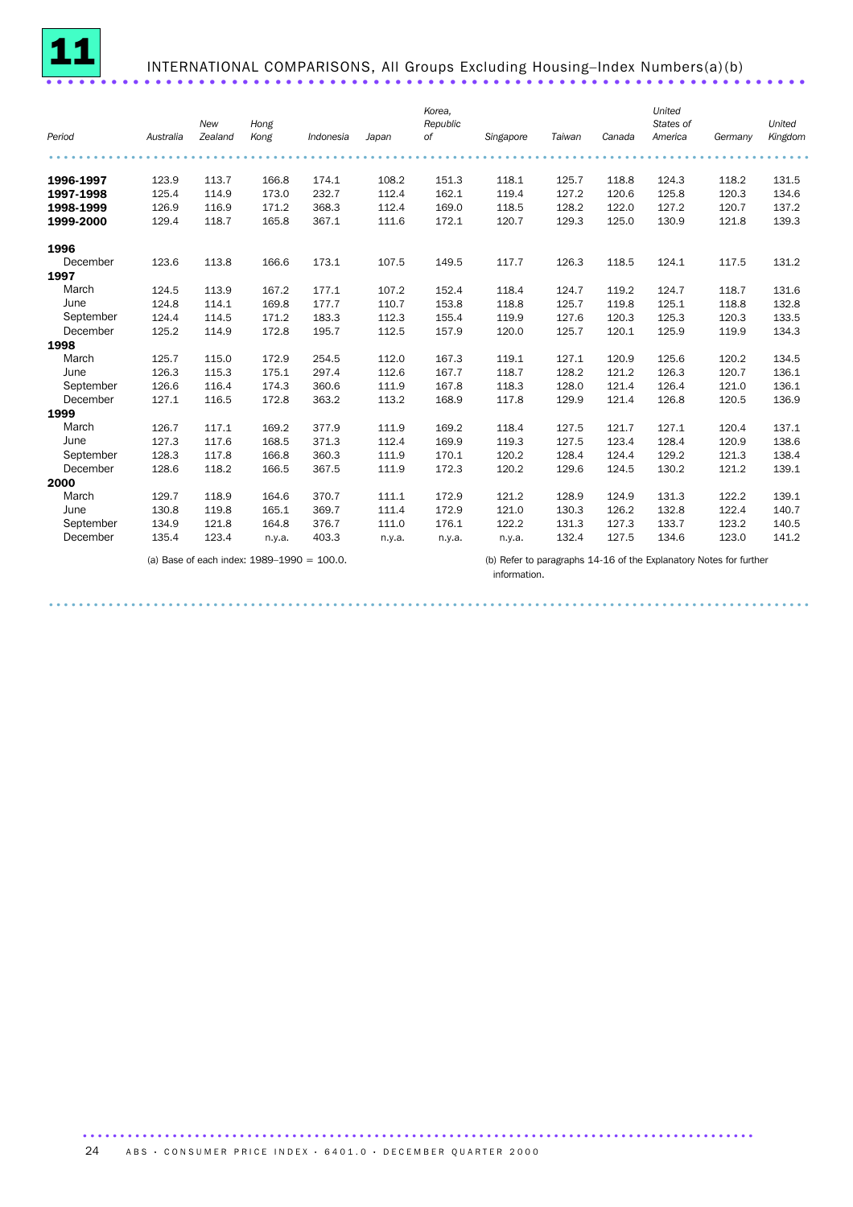# 11 INTERNATIONAL COMPARISONS, All Groups Excluding Housing–Index Numbers(a)(b)

| Period | Australia | New Zealand | Hong Kong | Indonesia | Japan | Korea, Republic of | Singapore | Taiwan | Canada | United States of America | Germany | United Kingdom |
|---|---|---|---|---|---|---|---|---|---|---|---|---|
| **1996-1997** | 123.9 | 113.7 | 166.8 | 174.1 | 108.2 | 151.3 | 118.1 | 125.7 | 118.8 | 124.3 | 118.2 | 131.5 |
| **1997-1998** | 125.4 | 114.9 | 173.0 | 232.7 | 112.4 | 162.1 | 119.4 | 127.2 | 120.6 | 125.8 | 120.3 | 134.6 |
| **1998-1999** | 126.9 | 116.9 | 171.2 | 368.3 | 112.4 | 169.0 | 118.5 | 128.2 | 122.0 | 127.2 | 120.7 | 137.2 |
| **1999-2000** | 129.4 | 118.7 | 165.8 | 367.1 | 111.6 | 172.1 | 120.7 | 129.3 | 125.0 | 130.9 | 121.8 | 139.3 |
| **1996** | | | | | | | | | | | | |
| December | 123.6 | 113.8 | 166.6 | 173.1 | 107.5 | 149.5 | 117.7 | 126.3 | 118.5 | 124.1 | 117.5 | 131.2 |
| **1997** | | | | | | | | | | | | |
| March | 124.5 | 113.9 | 167.2 | 177.1 | 107.2 | 152.4 | 118.4 | 124.7 | 119.2 | 124.7 | 118.7 | 131.6 |
| June | 124.8 | 114.1 | 169.8 | 177.7 | 110.7 | 153.8 | 118.8 | 125.7 | 119.8 | 125.1 | 118.8 | 132.8 |
| September | 124.4 | 114.5 | 171.2 | 183.3 | 112.3 | 155.4 | 119.9 | 127.6 | 120.3 | 125.3 | 120.3 | 133.5 |
| December | 125.2 | 114.9 | 172.8 | 195.7 | 112.5 | 157.9 | 120.0 | 125.7 | 120.1 | 125.9 | 119.9 | 134.3 |
| **1998** | | | | | | | | | | | | |
| March | 125.7 | 115.0 | 172.9 | 254.5 | 112.0 | 167.3 | 119.1 | 127.1 | 120.9 | 125.6 | 120.2 | 134.5 |
| June | 126.3 | 115.3 | 175.1 | 297.4 | 112.6 | 167.7 | 118.7 | 128.2 | 121.2 | 126.3 | 120.7 | 136.1 |
| September | 126.6 | 116.4 | 174.3 | 360.6 | 111.9 | 167.8 | 118.3 | 128.0 | 121.4 | 126.4 | 121.0 | 136.1 |
| December | 127.1 | 116.5 | 172.8 | 363.2 | 113.2 | 168.9 | 117.8 | 129.9 | 121.4 | 126.8 | 120.5 | 136.9 |
| **1999** | | | | | | | | | | | | |
| March | 126.7 | 117.1 | 169.2 | 377.9 | 111.9 | 169.2 | 118.4 | 127.5 | 121.7 | 127.1 | 120.4 | 137.1 |
| June | 127.3 | 117.6 | 168.5 | 371.3 | 112.4 | 169.9 | 119.3 | 127.5 | 123.4 | 128.4 | 120.9 | 138.6 |
| September | 128.3 | 117.8 | 166.8 | 360.3 | 111.9 | 170.1 | 120.2 | 128.4 | 124.4 | 129.2 | 121.3 | 138.4 |
| December | 128.6 | 118.2 | 166.5 | 367.5 | 111.9 | 172.3 | 120.2 | 129.6 | 124.5 | 130.2 | 121.2 | 139.1 |
| **2000** | | | | | | | | | | | | |
| March | 129.7 | 118.9 | 164.6 | 370.7 | 111.1 | 172.9 | 121.2 | 128.9 | 124.9 | 131.3 | 122.2 | 139.1 |
| June | 130.8 | 119.8 | 165.1 | 369.7 | 111.4 | 172.9 | 121.0 | 130.3 | 126.2 | 132.8 | 122.4 | 140.7 |
| September | 134.9 | 121.8 | 164.8 | 376.7 | 111.0 | 176.1 | 122.2 | 131.3 | 127.3 | 133.7 | 123.2 | 140.5 |
| December | 135.4 | 123.4 | n.y.a. | 403.3 | n.y.a. | n.y.a. | n.y.a. | 132.4 | 127.5 | 134.6 | 123.0 | 141.2 |

(a) Base of each index: 1989–1990 = 100.0.

(b) Refer to paragraphs 14-16 of the Explanatory Notes for further information.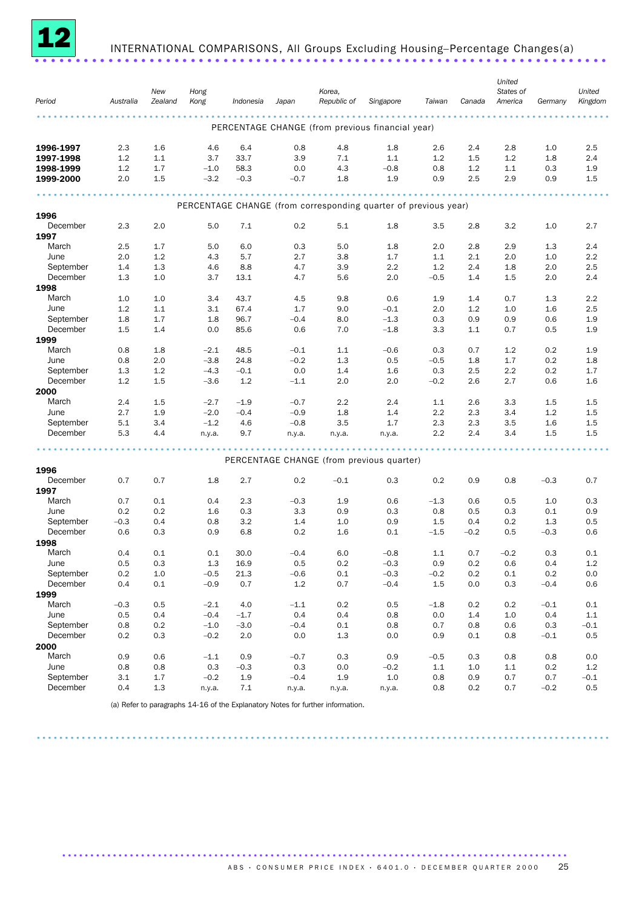# 12 INTERNATIONAL COMPARISONS, All Groups Excluding Housing–Percentage Changes(a)

| Period | Australia | New Zealand | Hong Kong | Indonesia | Japan | Korea, Republic of | Singapore | Taiwan | Canada | United States of America | Germany | United Kingdom |
|---|---|---|---|---|---|---|---|---|---|---|---|---|
| **PERCENTAGE CHANGE (from previous financial year)** | | | | | | | | | | | | |
| **1996-1997** | 2.3 | 1.6 | 4.6 | 6.4 | 0.8 | 4.8 | 1.8 | 2.6 | 2.4 | 2.8 | 1.0 | 2.5 |
| **1997-1998** | 1.2 | 1.1 | 3.7 | 33.7 | 3.9 | 7.1 | 1.1 | 1.2 | 1.5 | 1.2 | 1.8 | 2.4 |
| **1998-1999** | 1.2 | 1.7 | −1.0 | 58.3 | 0.0 | 4.3 | −0.8 | 0.8 | 1.2 | 1.1 | 0.3 | 1.9 |
| **1999-2000** | 2.0 | 1.5 | −3.2 | −0.3 | −0.7 | 1.8 | 1.9 | 0.9 | 2.5 | 2.9 | 0.9 | 1.5 |
| **PERCENTAGE CHANGE (from corresponding quarter of previous year)** | | | | | | | | | | | | |
| **1996** | | | | | | | | | | | | |
| December | 2.3 | 2.0 | 5.0 | 7.1 | 0.2 | 5.1 | 1.8 | 3.5 | 2.8 | 3.2 | 1.0 | 2.7 |
| **1997** | | | | | | | | | | | | |
| March | 2.5 | 1.7 | 5.0 | 6.0 | 0.3 | 5.0 | 1.8 | 2.0 | 2.8 | 2.9 | 1.3 | 2.4 |
| June | 2.0 | 1.2 | 4.3 | 5.7 | 2.7 | 3.8 | 1.7 | 1.1 | 2.1 | 2.0 | 1.0 | 2.2 |
| September | 1.4 | 1.3 | 4.6 | 8.8 | 4.7 | 3.9 | 2.2 | 1.2 | 2.4 | 1.8 | 2.0 | 2.5 |
| December | 1.3 | 1.0 | 3.7 | 13.1 | 4.7 | 5.6 | 2.0 | −0.5 | 1.4 | 1.5 | 2.0 | 2.4 |
| **1998** | | | | | | | | | | | | |
| March | 1.0 | 1.0 | 3.4 | 43.7 | 4.5 | 9.8 | 0.6 | 1.9 | 1.4 | 0.7 | 1.3 | 2.2 |
| June | 1.2 | 1.1 | 3.1 | 67.4 | 1.7 | 9.0 | −0.1 | 2.0 | 1.2 | 1.0 | 1.6 | 2.5 |
| September | 1.8 | 1.7 | 1.8 | 96.7 | −0.4 | 8.0 | −1.3 | 0.3 | 0.9 | 0.9 | 0.6 | 1.9 |
| December | 1.5 | 1.4 | 0.0 | 85.6 | 0.6 | 7.0 | −1.8 | 3.3 | 1.1 | 0.7 | 0.5 | 1.9 |
| **1999** | | | | | | | | | | | | |
| March | 0.8 | 1.8 | −2.1 | 48.5 | −0.1 | 1.1 | −0.6 | 0.3 | 0.7 | 1.2 | 0.2 | 1.9 |
| June | 0.8 | 2.0 | −3.8 | 24.8 | −0.2 | 1.3 | 0.5 | −0.5 | 1.8 | 1.7 | 0.2 | 1.8 |
| September | 1.3 | 1.2 | −4.3 | −0.1 | 0.0 | 1.4 | 1.6 | 0.3 | 2.5 | 2.2 | 0.2 | 1.7 |
| December | 1.2 | 1.5 | −3.6 | 1.2 | −1.1 | 2.0 | 2.0 | −0.2 | 2.6 | 2.7 | 0.6 | 1.6 |
| **2000** | | | | | | | | | | | | |
| March | 2.4 | 1.5 | −2.7 | −1.9 | −0.7 | 2.2 | 2.4 | 1.1 | 2.6 | 3.3 | 1.5 | 1.5 |
| June | 2.7 | 1.9 | −2.0 | −0.4 | −0.9 | 1.8 | 1.4 | 2.2 | 2.3 | 3.4 | 1.2 | 1.5 |
| September | 5.1 | 3.4 | −1.2 | 4.6 | −0.8 | 3.5 | 1.7 | 2.3 | 2.3 | 3.5 | 1.6 | 1.5 |
| December | 5.3 | 4.4 | n.y.a. | 9.7 | n.y.a. | n.y.a. | n.y.a. | 2.2 | 2.4 | 3.4 | 1.5 | 1.5 |
| **PERCENTAGE CHANGE (from previous quarter)** | | | | | | | | | | | | |
| **1996** | | | | | | | | | | | | |
| December | 0.7 | 0.7 | 1.8 | 2.7 | 0.2 | −0.1 | 0.3 | 0.2 | 0.9 | 0.8 | −0.3 | 0.7 |
| **1997** | | | | | | | | | | | | |
| March | 0.7 | 0.1 | 0.4 | 2.3 | −0.3 | 1.9 | 0.6 | −1.3 | 0.6 | 0.5 | 1.0 | 0.3 |
| June | 0.2 | 0.2 | 1.6 | 0.3 | 3.3 | 0.9 | 0.3 | 0.8 | 0.5 | 0.3 | 0.1 | 0.9 |
| September | −0.3 | 0.4 | 0.8 | 3.2 | 1.4 | 1.0 | 0.9 | 1.5 | 0.4 | 0.2 | 1.3 | 0.5 |
| December | 0.6 | 0.3 | 0.9 | 6.8 | 0.2 | 1.6 | 0.1 | −1.5 | −0.2 | 0.5 | −0.3 | 0.6 |
| **1998** | | | | | | | | | | | | |
| March | 0.4 | 0.1 | 0.1 | 30.0 | −0.4 | 6.0 | −0.8 | 1.1 | 0.7 | −0.2 | 0.3 | 0.1 |
| June | 0.5 | 0.3 | 1.3 | 16.9 | 0.5 | 0.2 | −0.3 | 0.9 | 0.2 | 0.6 | 0.4 | 1.2 |
| September | 0.2 | 1.0 | −0.5 | 21.3 | −0.6 | 0.1 | −0.3 | −0.2 | 0.2 | 0.1 | 0.2 | 0.0 |
| December | 0.4 | 0.1 | −0.9 | 0.7 | 1.2 | 0.7 | −0.4 | 1.5 | 0.0 | 0.3 | −0.4 | 0.6 |
| **1999** | | | | | | | | | | | | |
| March | −0.3 | 0.5 | −2.1 | 4.0 | −1.1 | 0.2 | 0.5 | −1.8 | 0.2 | 0.2 | −0.1 | 0.1 |
| June | 0.5 | 0.4 | −0.4 | −1.7 | 0.4 | 0.4 | 0.8 | 0.0 | 1.4 | 1.0 | 0.4 | 1.1 |
| September | 0.8 | 0.2 | −1.0 | −3.0 | −0.4 | 0.1 | 0.8 | 0.7 | 0.8 | 0.6 | 0.3 | −0.1 |
| December | 0.2 | 0.3 | −0.2 | 2.0 | 0.0 | 1.3 | 0.0 | 0.9 | 0.1 | 0.8 | −0.1 | 0.5 |
| **2000** | | | | | | | | | | | | |
| March | 0.9 | 0.6 | −1.1 | 0.9 | −0.7 | 0.3 | 0.9 | −0.5 | 0.3 | 0.8 | 0.8 | 0.0 |
| June | 0.8 | 0.8 | 0.3 | −0.3 | 0.3 | 0.0 | −0.2 | 1.1 | 1.0 | 1.1 | 0.2 | 1.2 |
| September | 3.1 | 1.7 | −0.2 | 1.9 | −0.4 | 1.9 | 1.0 | 0.8 | 0.9 | 0.7 | 0.7 | −0.1 |
| December | 0.4 | 1.3 | n.y.a. | 7.1 | n.y.a. | n.y.a. | n.y.a. | 0.8 | 0.2 | 0.7 | −0.2 | 0.5 |

(a) Refer to paragraphs 14-16 of the Explanatory Notes for further information.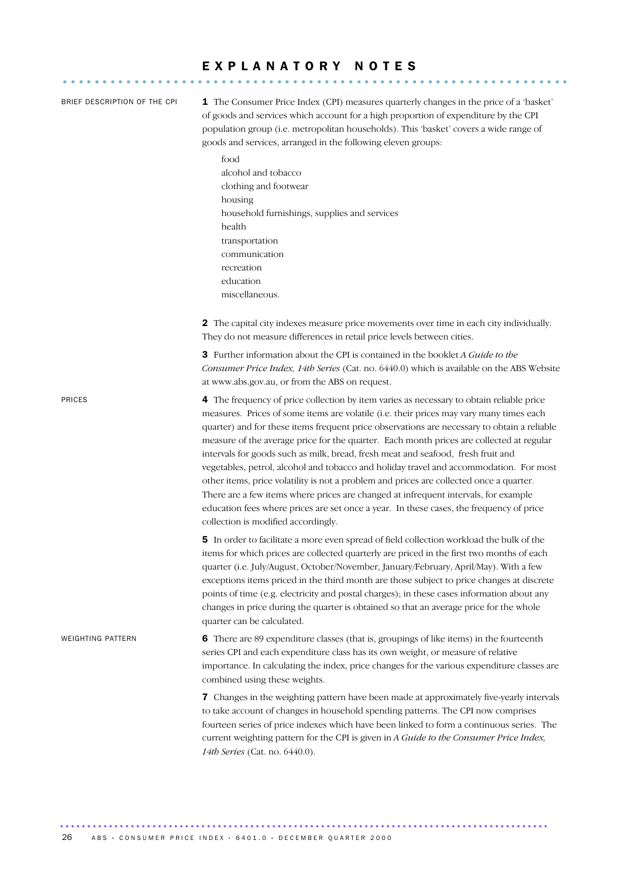# EXPLANATORY NOTES

## BRIEF DESCRIPTION OF THE CPI

**1** The Consumer Price Index (CPI) measures quarterly changes in the price of a 'basket' of goods and services which account for a high proportion of expenditure by the CPI population group (i.e. metropolitan households). This 'basket' covers a wide range of goods and services, arranged in the following eleven groups:

- food
- alcohol and tobacco
- clothing and footwear
- housing
- household furnishings, supplies and services
- health
- transportation
- communication
- recreation
- education
- miscellaneous.

**2** The capital city indexes measure price movements over time in each city individually. They do not measure differences in retail price levels between cities.

**3** Further information about the CPI is contained in the booklet *A Guide to the Consumer Price Index, 14th Series* (Cat. no. 6440.0) which is available on the ABS Website at www.abs.gov.au, or from the ABS on request.

## PRICES

**4** The frequency of price collection by item varies as necessary to obtain reliable price measures. Prices of some items are volatile (i.e. their prices may vary many times each quarter) and for these items frequent price observations are necessary to obtain a reliable measure of the average price for the quarter. Each month prices are collected at regular intervals for goods such as milk, bread, fresh meat and seafood, fresh fruit and vegetables, petrol, alcohol and tobacco and holiday travel and accommodation. For most other items, price volatility is not a problem and prices are collected once a quarter. There are a few items where prices are changed at infrequent intervals, for example education fees where prices are set once a year. In these cases, the frequency of price collection is modified accordingly.

**5** In order to facilitate a more even spread of field collection workload the bulk of the items for which prices are collected quarterly are priced in the first two months of each quarter (i.e. July/August, October/November, January/February, April/May). With a few exceptions items priced in the third month are those subject to price changes at discrete points of time (e.g. electricity and postal charges); in these cases information about any changes in price during the quarter is obtained so that an average price for the whole quarter can be calculated.

## WEIGHTING PATTERN

**6** There are 89 expenditure classes (that is, groupings of like items) in the fourteenth series CPI and each expenditure class has its own weight, or measure of relative importance. In calculating the index, price changes for the various expenditure classes are combined using these weights.

**7** Changes in the weighting pattern have been made at approximately five-yearly intervals to take account of changes in household spending patterns. The CPI now comprises fourteen series of price indexes which have been linked to form a continuous series. The current weighting pattern for the CPI is given in *A Guide to the Consumer Price Index, 14th Series* (Cat. no. 6440.0).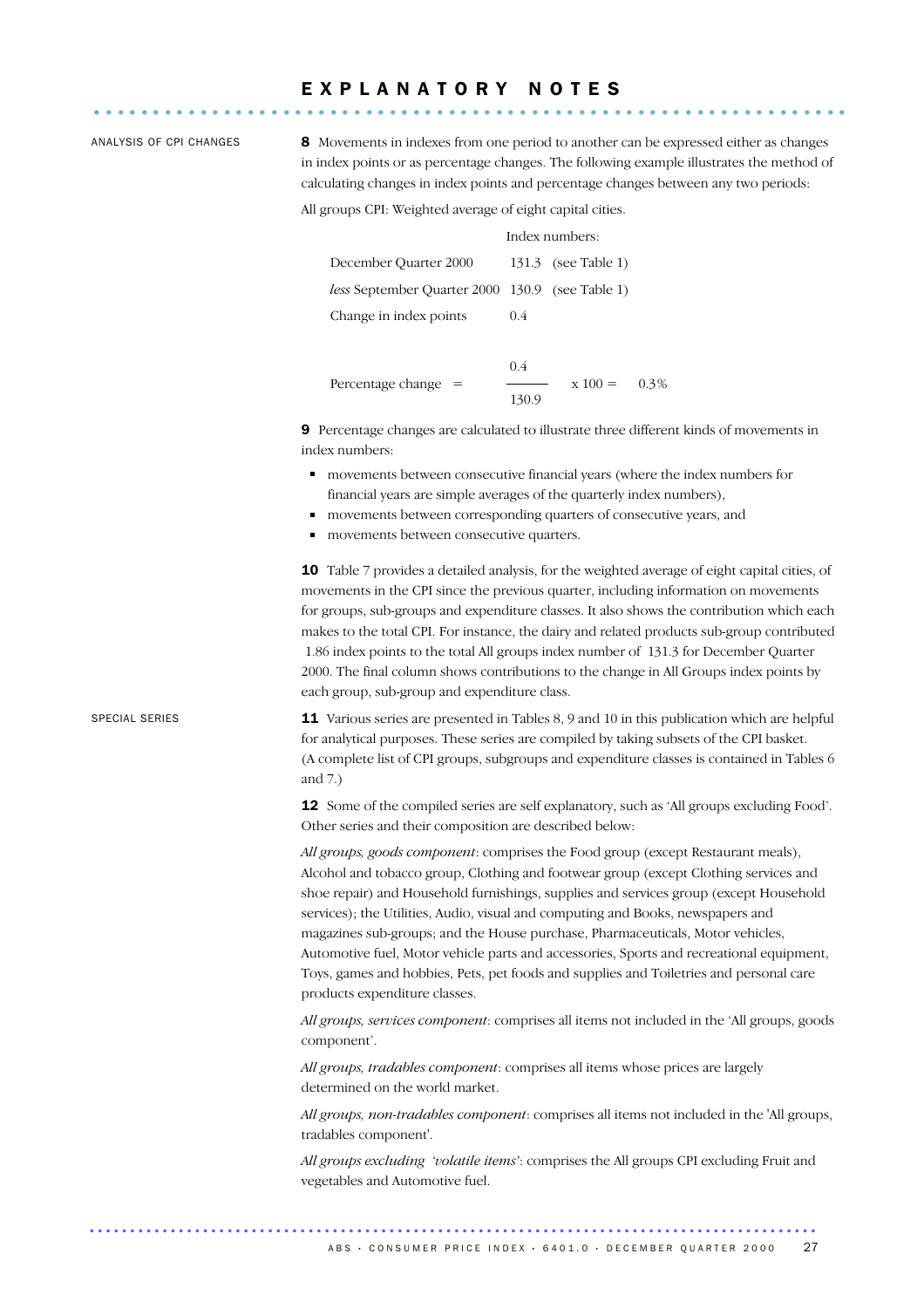# EXPLANATORY NOTES

ANALYSIS OF CPI CHANGES

**8** Movements in indexes from one period to another can be expressed either as changes in index points or as percentage changes. The following example illustrates the method of calculating changes in index points and percentage changes between any two periods:

All groups CPI: Weighted average of eight capital cities.

| | Index numbers: | |
|---|---|---|
| December Quarter 2000 | 131.3 | (see Table 1) |
| *less* September Quarter 2000 | 130.9 | (see Table 1) |
| Change in index points | 0.4 | |

$$\text{Percentage change} = \frac{0.4}{130.9} \times 100 = 0.3\%$$

**9** Percentage changes are calculated to illustrate three different kinds of movements in index numbers:

- movements between consecutive financial years (where the index numbers for financial years are simple averages of the quarterly index numbers),
- movements between corresponding quarters of consecutive years, and
- movements between consecutive quarters.

**10** Table 7 provides a detailed analysis, for the weighted average of eight capital cities, of movements in the CPI since the previous quarter, including information on movements for groups, sub-groups and expenditure classes. It also shows the contribution which each makes to the total CPI. For instance, the dairy and related products sub-group contributed 1.86 index points to the total All groups index number of 131.3 for December Quarter 2000. The final column shows contributions to the change in All Groups index points by each group, sub-group and expenditure class.

SPECIAL SERIES

**11** Various series are presented in Tables 8, 9 and 10 in this publication which are helpful for analytical purposes. These series are compiled by taking subsets of the CPI basket. (A complete list of CPI groups, subgroups and expenditure classes is contained in Tables 6 and 7.)

**12** Some of the compiled series are self explanatory, such as 'All groups excluding Food'. Other series and their composition are described below:

*All groups, goods component*: comprises the Food group (except Restaurant meals), Alcohol and tobacco group, Clothing and footwear group (except Clothing services and shoe repair) and Household furnishings, supplies and services group (except Household services); the Utilities, Audio, visual and computing and Books, newspapers and magazines sub-groups; and the House purchase, Pharmaceuticals, Motor vehicles, Automotive fuel, Motor vehicle parts and accessories, Sports and recreational equipment, Toys, games and hobbies, Pets, pet foods and supplies and Toiletries and personal care products expenditure classes.

*All groups, services component*: comprises all items not included in the 'All groups, goods component'.

*All groups, tradables component*: comprises all items whose prices are largely determined on the world market.

*All groups, non-tradables component*: comprises all items not included in the 'All groups, tradables component'.

*All groups excluding 'volatile items'*: comprises the All groups CPI excluding Fruit and vegetables and Automotive fuel.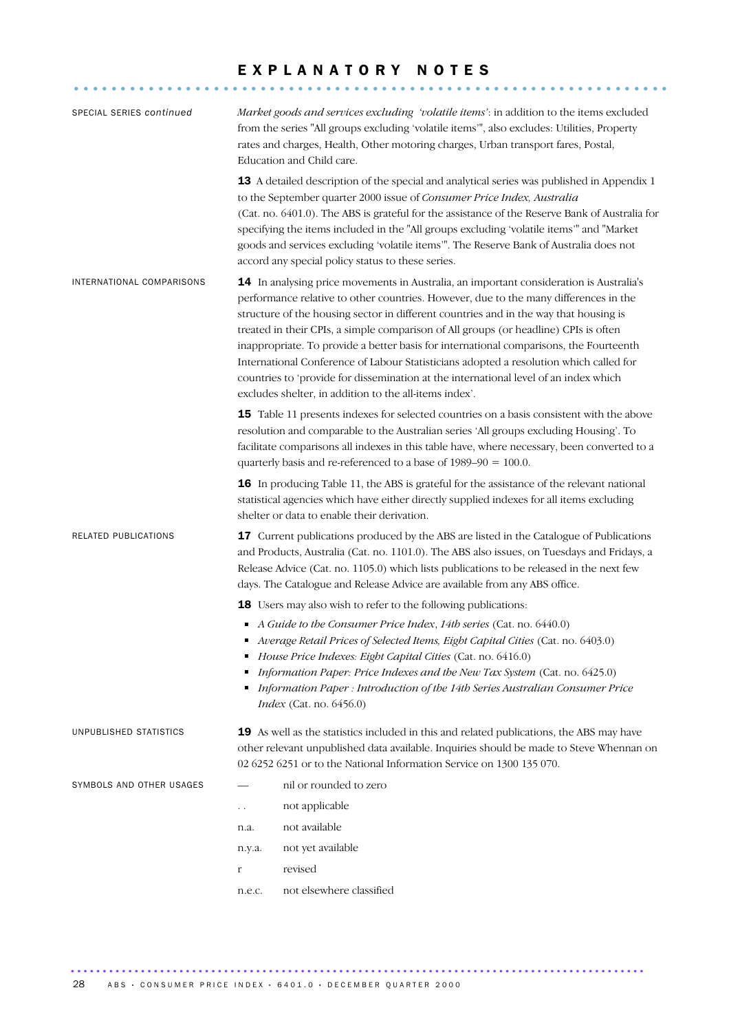# EXPLANATORY NOTES

SPECIAL SERIES *continued*

*Market goods and services excluding 'volatile items'*: in addition to the items excluded from the series "All groups excluding 'volatile items'", also excludes: Utilities, Property rates and charges, Health, Other motoring charges, Urban transport fares, Postal, Education and Child care.

**13** A detailed description of the special and analytical series was published in Appendix 1 to the September quarter 2000 issue of *Consumer Price Index, Australia* (Cat. no. 6401.0). The ABS is grateful for the assistance of the Reserve Bank of Australia for specifying the items included in the "All groups excluding 'volatile items'" and "Market goods and services excluding 'volatile items'". The Reserve Bank of Australia does not accord any special policy status to these series.

INTERNATIONAL COMPARISONS

**14** In analysing price movements in Australia, an important consideration is Australia's performance relative to other countries. However, due to the many differences in the structure of the housing sector in different countries and in the way that housing is treated in their CPIs, a simple comparison of All groups (or headline) CPIs is often inappropriate. To provide a better basis for international comparisons, the Fourteenth International Conference of Labour Statisticians adopted a resolution which called for countries to 'provide for dissemination at the international level of an index which excludes shelter, in addition to the all-items index'.

**15** Table 11 presents indexes for selected countries on a basis consistent with the above resolution and comparable to the Australian series 'All groups excluding Housing'. To facilitate comparisons all indexes in this table have, where necessary, been converted to a quarterly basis and re-referenced to a base of 1989–90 = 100.0.

**16** In producing Table 11, the ABS is grateful for the assistance of the relevant national statistical agencies which have either directly supplied indexes for all items excluding shelter or data to enable their derivation.

RELATED PUBLICATIONS

**17** Current publications produced by the ABS are listed in the Catalogue of Publications and Products, Australia (Cat. no. 1101.0). The ABS also issues, on Tuesdays and Fridays, a Release Advice (Cat. no. 1105.0) which lists publications to be released in the next few days. The Catalogue and Release Advice are available from any ABS office.

**18** Users may also wish to refer to the following publications:

- *A Guide to the Consumer Price Index, 14th series* (Cat. no. 6440.0)
- *Average Retail Prices of Selected Items, Eight Capital Cities* (Cat. no. 6403.0)
- *House Price Indexes: Eight Capital Cities* (Cat. no. 6416.0)
- *Information Paper: Price Indexes and the New Tax System* (Cat. no. 6425.0)
- *Information Paper : Introduction of the 14th Series Australian Consumer Price Index* (Cat. no. 6456.0)

UNPUBLISHED STATISTICS

**19** As well as the statistics included in this and related publications, the ABS may have other relevant unpublished data available. Inquiries should be made to Steve Whennan on 02 6252 6251 or to the National Information Service on 1300 135 070.

SYMBOLS AND OTHER USAGES

| | |
|---|---|
| — | nil or rounded to zero |
| . . | not applicable |
| n.a. | not available |
| n.y.a. | not yet available |
| r | revised |
| n.e.c. | not elsewhere classified |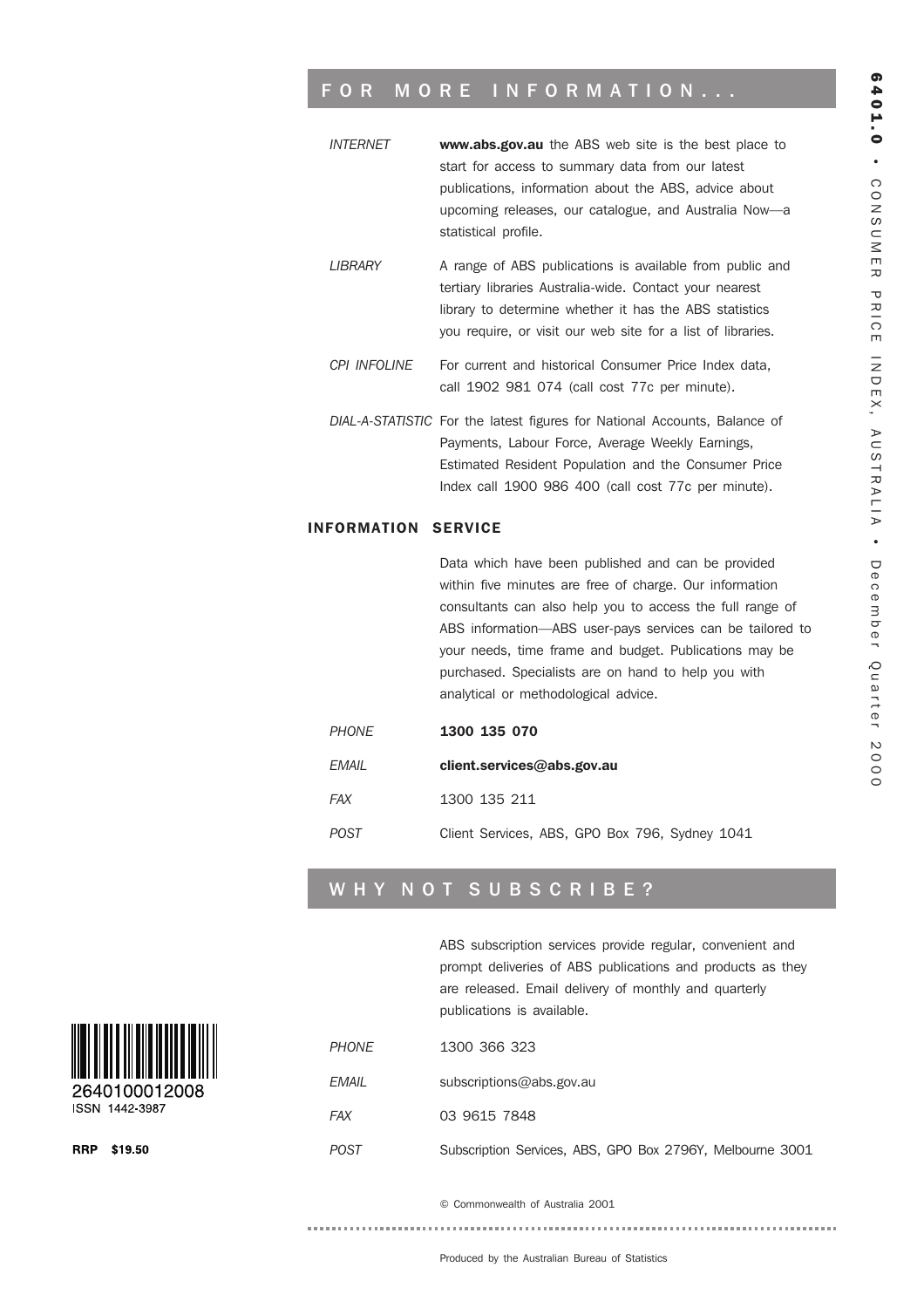## FOR MORE INFORMATION...

*INTERNET* **www.abs.gov.au** the ABS web site is the best place to start for access to summary data from our latest publications, information about the ABS, advice about upcoming releases, our catalogue, and Australia Now—a statistical profile.

*LIBRARY* A range of ABS publications is available from public and tertiary libraries Australia-wide. Contact your nearest library to determine whether it has the ABS statistics you require, or visit our web site for a list of libraries.

*CPI INFOLINE* For current and historical Consumer Price Index data, call 1902 981 074 (call cost 77c per minute).

*DIAL-A-STATISTIC* For the latest figures for National Accounts, Balance of Payments, Labour Force, Average Weekly Earnings, Estimated Resident Population and the Consumer Price Index call 1900 986 400 (call cost 77c per minute).

### INFORMATION SERVICE

Data which have been published and can be provided within five minutes are free of charge. Our information consultants can also help you to access the full range of ABS information—ABS user-pays services can be tailored to your needs, time frame and budget. Publications may be purchased. Specialists are on hand to help you with analytical or methodological advice.

*PHONE* **1300 135 070**

*EMAIL* **client.services@abs.gov.au**

*FAX* 1300 135 211

*POST* Client Services, ABS, GPO Box 796, Sydney 1041

## WHY NOT SUBSCRIBE?

ABS subscription services provide regular, convenient and prompt deliveries of ABS publications and products as they are released. Email delivery of monthly and quarterly publications is available.

*PHONE* 1300 366 323

*EMAIL* subscriptions@abs.gov.au

*FAX* 03 9615 7848

*POST* Subscription Services, ABS, GPO Box 2796Y, Melbourne 3001

© Commonwealth of Australia 2001

Produced by the Australian Bureau of Statistics

2640100012008
ISSN 1442-3987

**RRP $19.50**

**6401.0** • CONSUMER PRICE INDEX, AUSTRALIA • December Quarter 2000